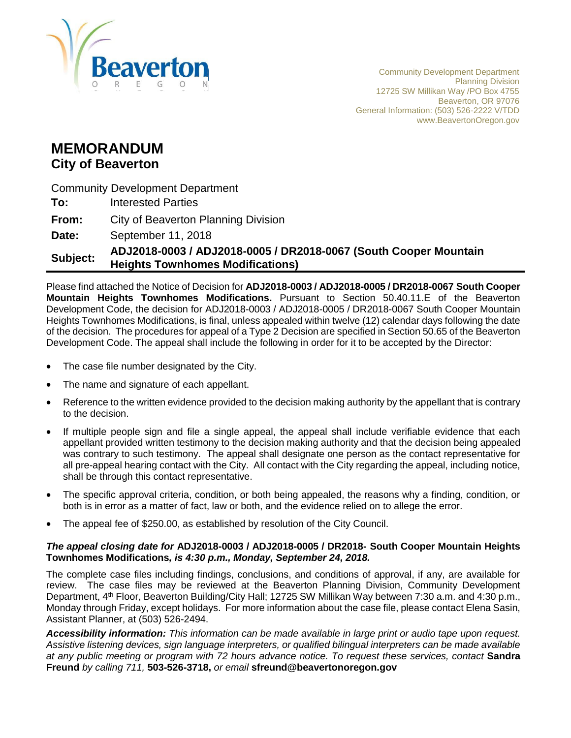Beaverton
OREGON

Community Development Department
Planning Division
12725 SW Millikan Way /PO Box 4755
Beaverton, OR 97076
General Information: (503) 526-2222 V/TDD
www.BeavertonOregon.gov

# MEMORANDUM
## City of Beaverton

Community Development Department

**To:** Interested Parties

**From:** City of Beaverton Planning Division

**Date:** September 11, 2018

**Subject:** **ADJ2018-0003 / ADJ2018-0005 / DR2018-0067 (South Cooper Mountain Heights Townhomes Modifications)**

Please find attached the Notice of Decision for **ADJ2018-0003 / ADJ2018-0005 / DR2018-0067 South Cooper Mountain Heights Townhomes Modifications.** Pursuant to Section 50.40.11.E of the Beaverton Development Code, the decision for ADJ2018-0003 / ADJ2018-0005 / DR2018-0067 South Cooper Mountain Heights Townhomes Modifications, is final, unless appealed within twelve (12) calendar days following the date of the decision. The procedures for appeal of a Type 2 Decision are specified in Section 50.65 of the Beaverton Development Code. The appeal shall include the following in order for it to be accepted by the Director:

- The case file number designated by the City.
- The name and signature of each appellant.
- Reference to the written evidence provided to the decision making authority by the appellant that is contrary to the decision.
- If multiple people sign and file a single appeal, the appeal shall include verifiable evidence that each appellant provided written testimony to the decision making authority and that the decision being appealed was contrary to such testimony. The appeal shall designate one person as the contact representative for all pre-appeal hearing contact with the City. All contact with the City regarding the appeal, including notice, shall be through this contact representative.
- The specific approval criteria, condition, or both being appealed, the reasons why a finding, condition, or both is in error as a matter of fact, law or both, and the evidence relied on to allege the error.
- The appeal fee of $250.00, as established by resolution of the City Council.

***The appeal closing date for* ADJ2018-0003 / ADJ2018-0005 / DR2018- South Cooper Mountain Heights Townhomes Modifications*, is 4:30 p.m., Monday, September 24, 2018.***

The complete case files including findings, conclusions, and conditions of approval, if any, are available for review. The case files may be reviewed at the Beaverton Planning Division, Community Development Department, 4th Floor, Beaverton Building/City Hall; 12725 SW Millikan Way between 7:30 a.m. and 4:30 p.m., Monday through Friday, except holidays. For more information about the case file, please contact Elena Sasin, Assistant Planner, at (503) 526-2494.

***Accessibility information:*** *This information can be made available in large print or audio tape upon request. Assistive listening devices, sign language interpreters, or qualified bilingual interpreters can be made available at any public meeting or program with 72 hours advance notice. To request these services, contact* **Sandra Freund** *by calling 711,* **503-526-3718,** *or email* **sfreund@beavertonoregon.gov**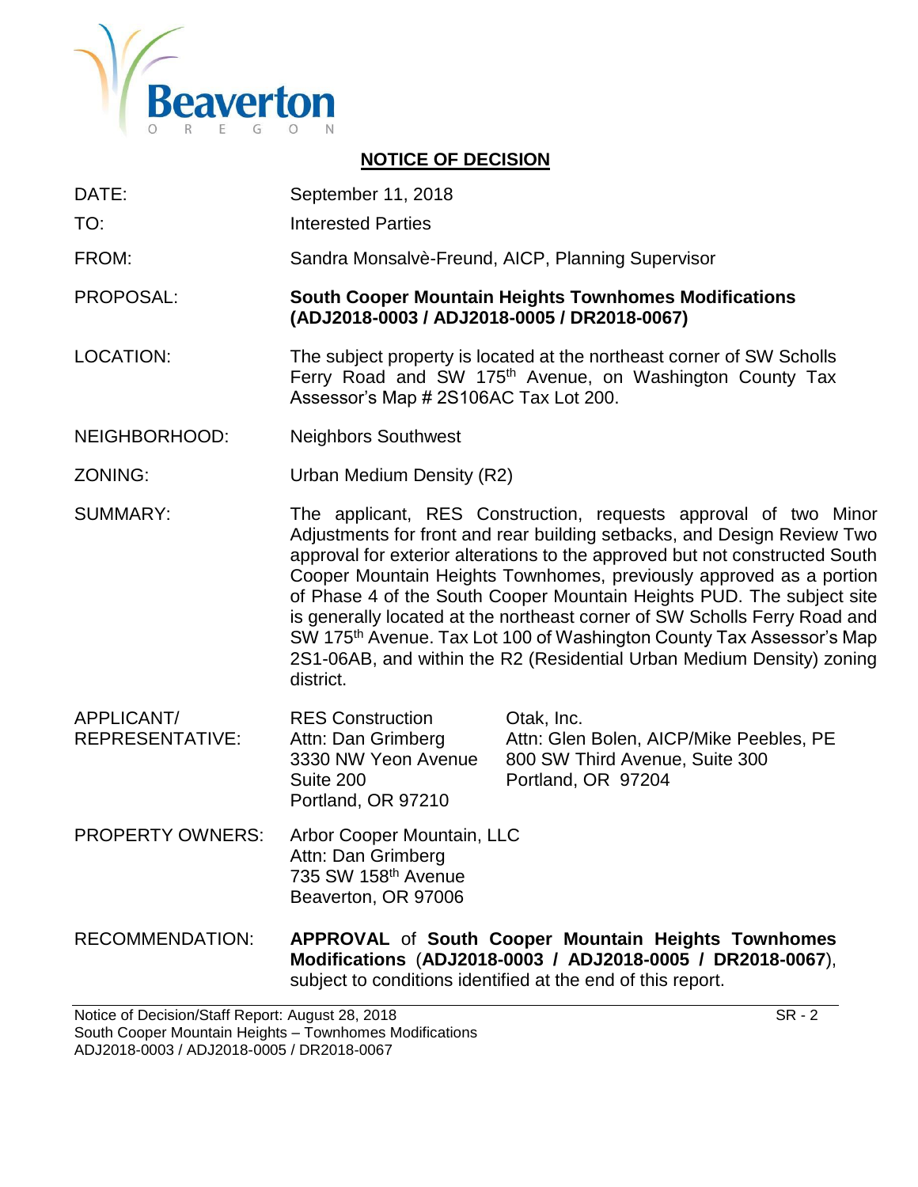Beaverton
OREGON

## NOTICE OF DECISION

| | |
|---|---|
| DATE: | September 11, 2018 |
| TO: | Interested Parties |
| FROM: | Sandra Monsalvè-Freund, AICP, Planning Supervisor |
| PROPOSAL: | **South Cooper Mountain Heights Townhomes Modifications (ADJ2018-0003 / ADJ2018-0005 / DR2018-0067)** |
| LOCATION: | The subject property is located at the northeast corner of SW Scholls Ferry Road and SW 175th Avenue, on Washington County Tax Assessor's Map # 2S106AC Tax Lot 200. |
| NEIGHBORHOOD: | Neighbors Southwest |
| ZONING: | Urban Medium Density (R2) |
| SUMMARY: | The applicant, RES Construction, requests approval of two Minor Adjustments for front and rear building setbacks, and Design Review Two approval for exterior alterations to the approved but not constructed South Cooper Mountain Heights Townhomes, previously approved as a portion of Phase 4 of the South Cooper Mountain Heights PUD. The subject site is generally located at the northeast corner of SW Scholls Ferry Road and SW 175th Avenue. Tax Lot 100 of Washington County Tax Assessor's Map 2S1-06AB, and within the R2 (Residential Urban Medium Density) zoning district. |
| APPLICANT/ REPRESENTATIVE: | RES Construction<br>Attn: Dan Grimberg<br>3330 NW Yeon Avenue<br>Suite 200<br>Portland, OR 97210<br><br>Otak, Inc.<br>Attn: Glen Bolen, AICP/Mike Peebles, PE<br>800 SW Third Avenue, Suite 300<br>Portland, OR 97204 |
| PROPERTY OWNERS: | Arbor Cooper Mountain, LLC<br>Attn: Dan Grimberg<br>735 SW 158th Avenue<br>Beaverton, OR 97006 |
| RECOMMENDATION: | **APPROVAL** of **South Cooper Mountain Heights Townhomes Modifications** (**ADJ2018-0003 / ADJ2018-0005 / DR2018-0067**), subject to conditions identified at the end of this report. |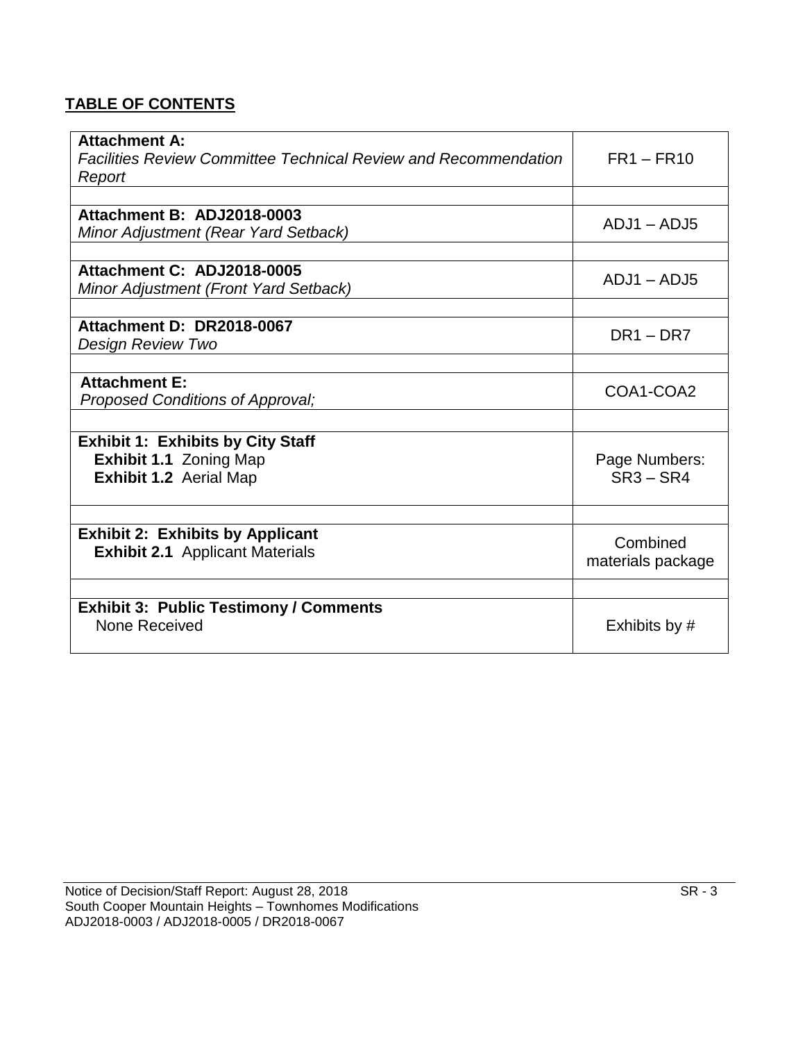**TABLE OF CONTENTS**

| | |
|---|---|
| **Attachment A:**<br>*Facilities Review Committee Technical Review and Recommendation Report* | FR1 – FR10 |
| | |
| **Attachment B: ADJ2018-0003**<br>*Minor Adjustment (Rear Yard Setback)* | ADJ1 – ADJ5 |
| | |
| **Attachment C: ADJ2018-0005**<br>*Minor Adjustment (Front Yard Setback)* | ADJ1 – ADJ5 |
| | |
| **Attachment D: DR2018-0067**<br>*Design Review Two* | DR1 – DR7 |
| | |
| **Attachment E:**<br>*Proposed Conditions of Approval;* | COA1-COA2 |
| | |
| **Exhibit 1: Exhibits by City Staff**<br>**Exhibit 1.1** Zoning Map<br>**Exhibit 1.2** Aerial Map | Page Numbers:<br>SR3 – SR4 |
| | |
| **Exhibit 2: Exhibits by Applicant**<br>**Exhibit 2.1** Applicant Materials | Combined materials package |
| | |
| **Exhibit 3: Public Testimony / Comments**<br>None Received | Exhibits by # |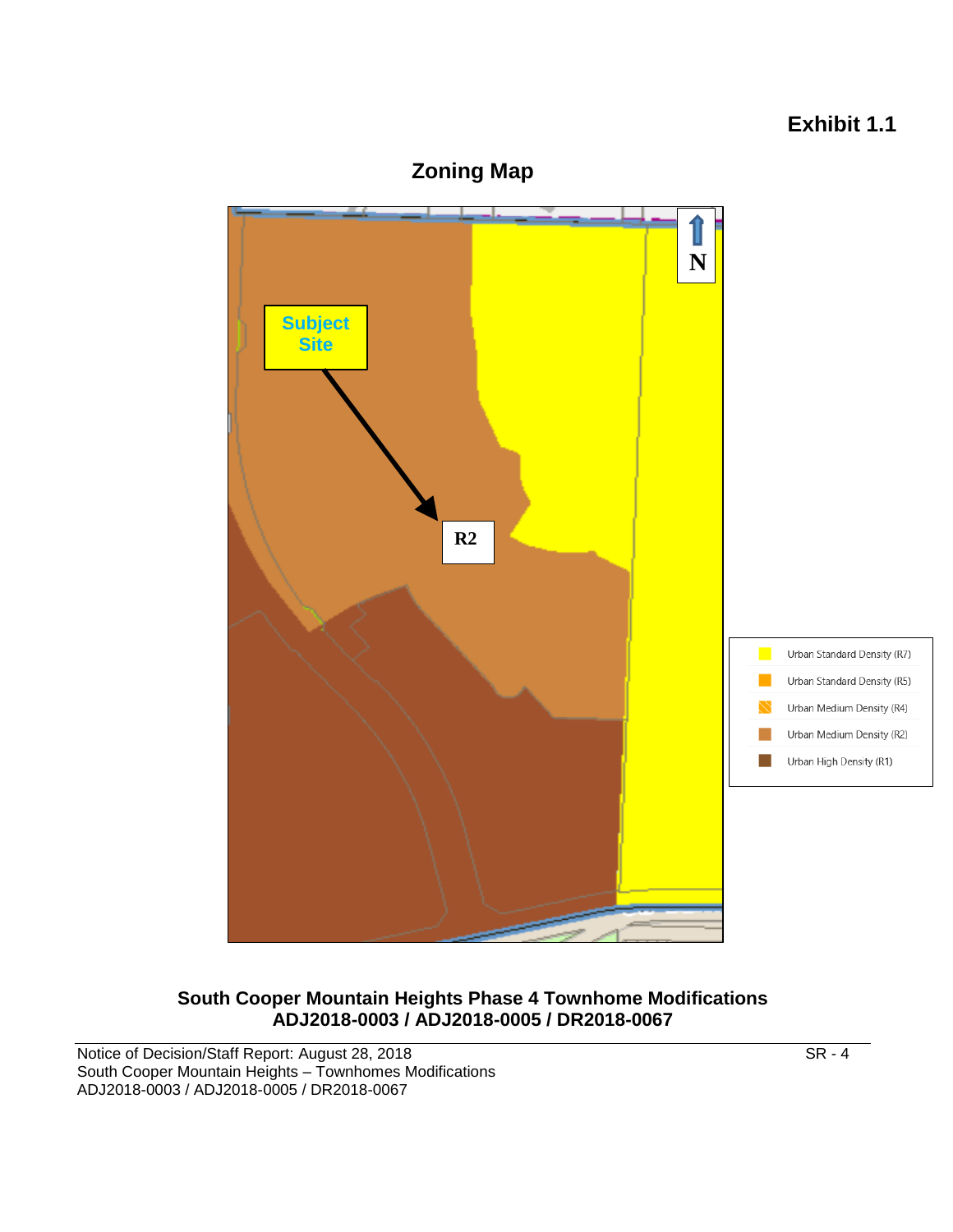**Exhibit 1.1**

## Zoning Map

Subject Site

R2

N

- Urban Standard Density (R7)
- Urban Standard Density (R5)
- Urban Medium Density (R4)
- Urban Medium Density (R2)
- Urban High Density (R1)

**South Cooper Mountain Heights Phase 4 Townhome Modifications**
**ADJ2018-0003 / ADJ2018-0005 / DR2018-0067**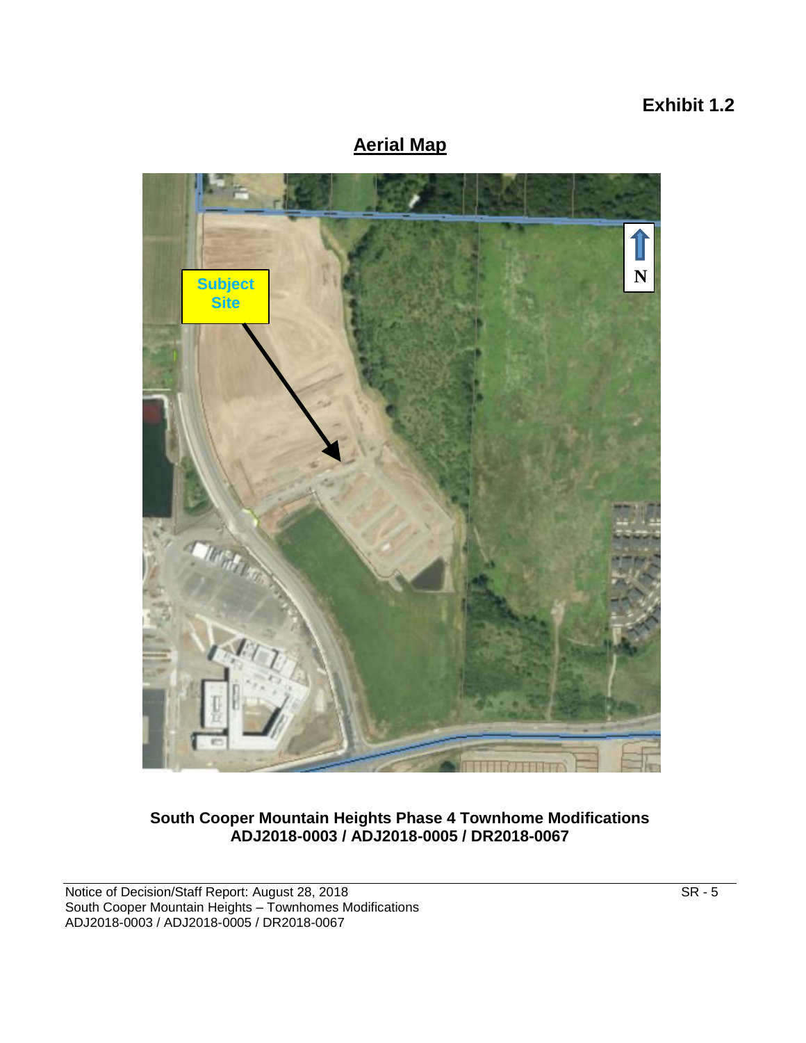**Exhibit 1.2**

## Aerial Map

Subject Site

N

**South Cooper Mountain Heights Phase 4 Townhome Modifications**
**ADJ2018-0003 / ADJ2018-0005 / DR2018-0067**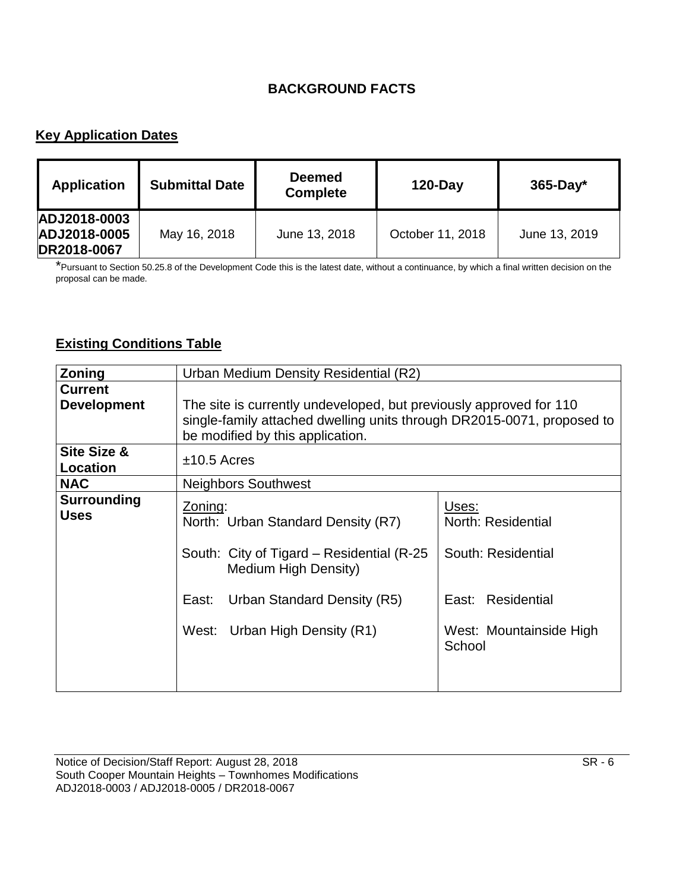## BACKGROUND FACTS

### Key Application Dates

| Application | Submittal Date | Deemed Complete | 120-Day | 365-Day* |
|---|---|---|---|---|
| ADJ2018-0003<br>ADJ2018-0005<br>DR2018-0067 | May 16, 2018 | June 13, 2018 | October 11, 2018 | June 13, 2019 |

*Pursuant to Section 50.25.8 of the Development Code this is the latest date, without a continuance, by which a final written decision on the proposal can be made.

### Existing Conditions Table

| Zoning | Urban Medium Density Residential (R2) | |
|---|---|---|
| Current Development | The site is currently undeveloped, but previously approved for 110 single-family attached dwelling units through DR2015-0071, proposed to be modified by this application. | |
| Site Size & Location | ±10.5 Acres | |
| NAC | Neighbors Southwest | |
| Surrounding Uses | Zoning:<br>North: Urban Standard Density (R7)<br><br>South: City of Tigard – Residential (R-25 Medium High Density)<br><br>East: Urban Standard Density (R5)<br><br>West: Urban High Density (R1) | Uses:<br>North: Residential<br><br>South: Residential<br><br>East: Residential<br><br>West: Mountainside High School |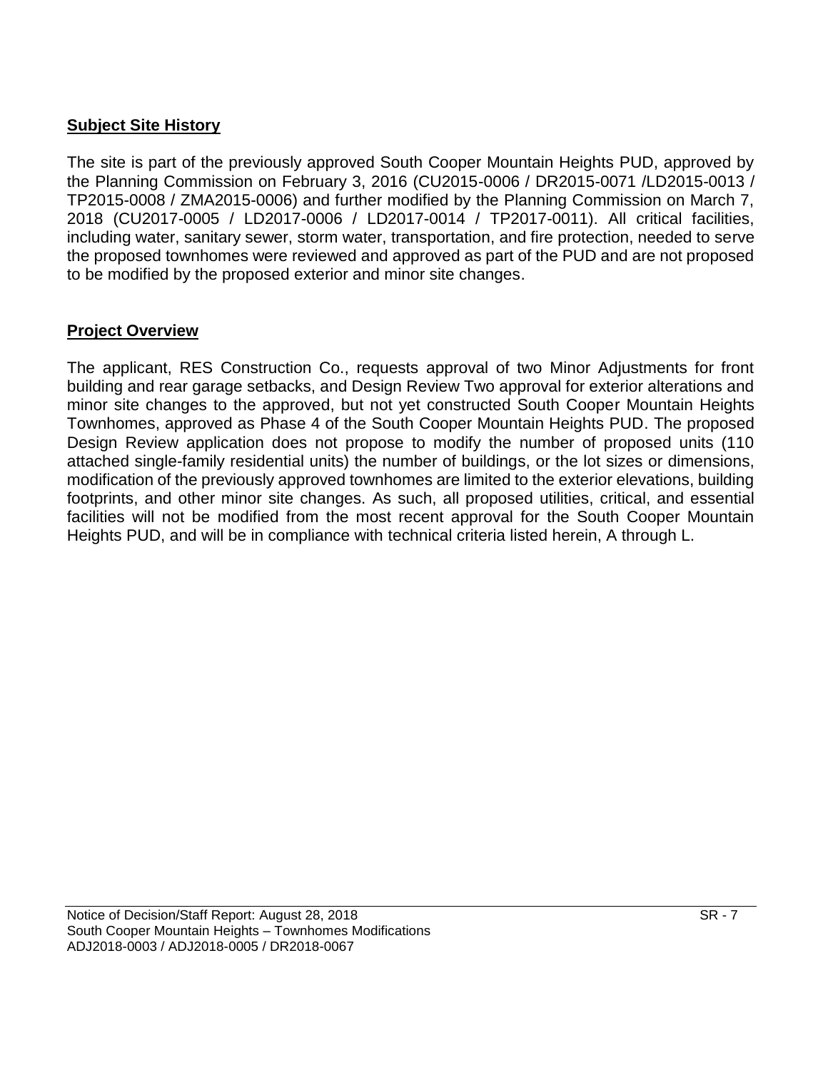**Subject Site History**

The site is part of the previously approved South Cooper Mountain Heights PUD, approved by the Planning Commission on February 3, 2016 (CU2015-0006 / DR2015-0071 /LD2015-0013 / TP2015-0008 / ZMA2015-0006) and further modified by the Planning Commission on March 7, 2018 (CU2017-0005 / LD2017-0006 / LD2017-0014 / TP2017-0011). All critical facilities, including water, sanitary sewer, storm water, transportation, and fire protection, needed to serve the proposed townhomes were reviewed and approved as part of the PUD and are not proposed to be modified by the proposed exterior and minor site changes.

**Project Overview**

The applicant, RES Construction Co., requests approval of two Minor Adjustments for front building and rear garage setbacks, and Design Review Two approval for exterior alterations and minor site changes to the approved, but not yet constructed South Cooper Mountain Heights Townhomes, approved as Phase 4 of the South Cooper Mountain Heights PUD. The proposed Design Review application does not propose to modify the number of proposed units (110 attached single-family residential units) the number of buildings, or the lot sizes or dimensions, modification of the previously approved townhomes are limited to the exterior elevations, building footprints, and other minor site changes. As such, all proposed utilities, critical, and essential facilities will not be modified from the most recent approval for the South Cooper Mountain Heights PUD, and will be in compliance with technical criteria listed herein, A through L.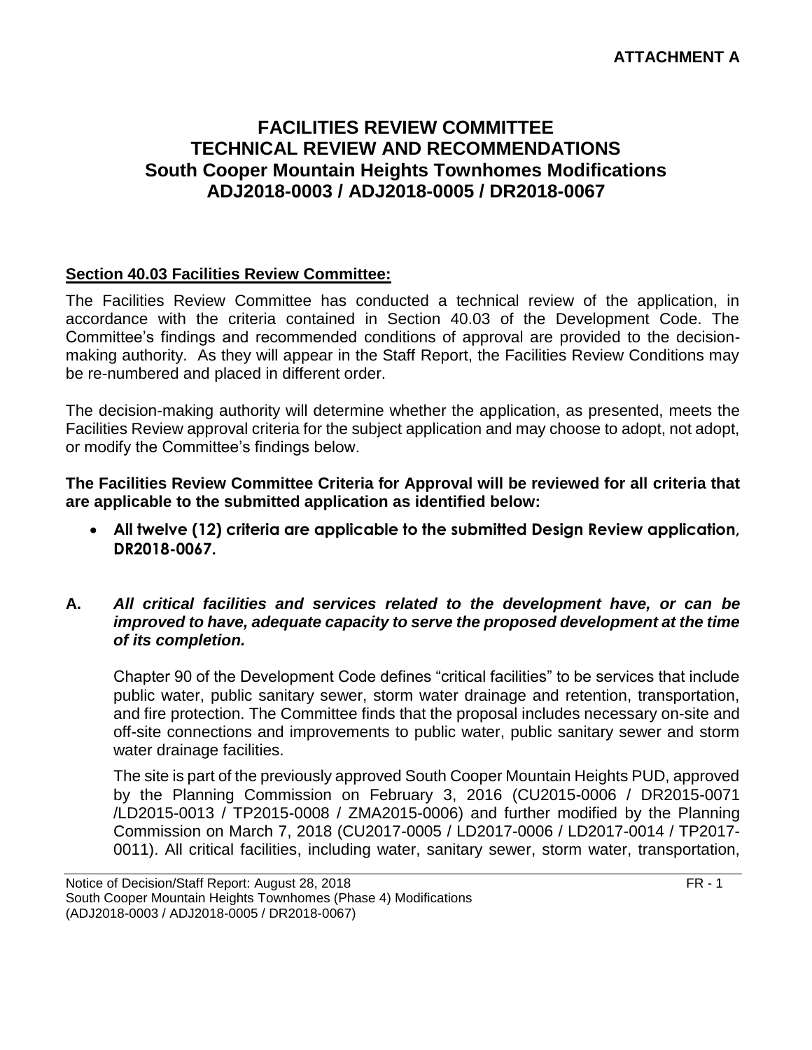**ATTACHMENT A**

# FACILITIES REVIEW COMMITTEE TECHNICAL REVIEW AND RECOMMENDATIONS South Cooper Mountain Heights Townhomes Modifications ADJ2018-0003 / ADJ2018-0005 / DR2018-0067

**Section 40.03 Facilities Review Committee:**

The Facilities Review Committee has conducted a technical review of the application, in accordance with the criteria contained in Section 40.03 of the Development Code. The Committee's findings and recommended conditions of approval are provided to the decision-making authority. As they will appear in the Staff Report, the Facilities Review Conditions may be re-numbered and placed in different order.

The decision-making authority will determine whether the application, as presented, meets the Facilities Review approval criteria for the subject application and may choose to adopt, not adopt, or modify the Committee's findings below.

**The Facilities Review Committee Criteria for Approval will be reviewed for all criteria that are applicable to the submitted application as identified below:**

- **All twelve (12) criteria are applicable to the submitted Design Review application, DR2018-0067.**

**A.** ***All critical facilities and services related to the development have, or can be improved to have, adequate capacity to serve the proposed development at the time of its completion.***

Chapter 90 of the Development Code defines "critical facilities" to be services that include public water, public sanitary sewer, storm water drainage and retention, transportation, and fire protection. The Committee finds that the proposal includes necessary on-site and off-site connections and improvements to public water, public sanitary sewer and storm water drainage facilities.

The site is part of the previously approved South Cooper Mountain Heights PUD, approved by the Planning Commission on February 3, 2016 (CU2015-0006 / DR2015-0071 /LD2015-0013 / TP2015-0008 / ZMA2015-0006) and further modified by the Planning Commission on March 7, 2018 (CU2017-0005 / LD2017-0006 / LD2017-0014 / TP2017-0011). All critical facilities, including water, sanitary sewer, storm water, transportation,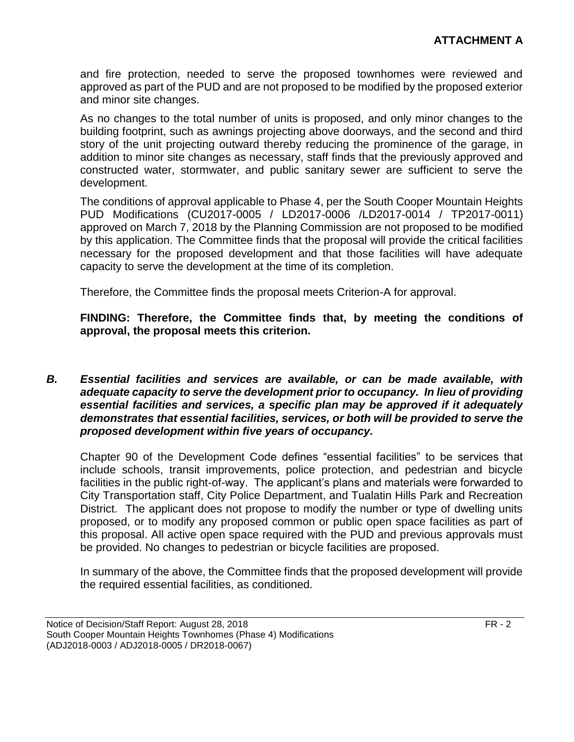**ATTACHMENT A**

and fire protection, needed to serve the proposed townhomes were reviewed and approved as part of the PUD and are not proposed to be modified by the proposed exterior and minor site changes.

As no changes to the total number of units is proposed, and only minor changes to the building footprint, such as awnings projecting above doorways, and the second and third story of the unit projecting outward thereby reducing the prominence of the garage, in addition to minor site changes as necessary, staff finds that the previously approved and constructed water, stormwater, and public sanitary sewer are sufficient to serve the development.

The conditions of approval applicable to Phase 4, per the South Cooper Mountain Heights PUD Modifications (CU2017-0005 / LD2017-0006 /LD2017-0014 / TP2017-0011) approved on March 7, 2018 by the Planning Commission are not proposed to be modified by this application. The Committee finds that the proposal will provide the critical facilities necessary for the proposed development and that those facilities will have adequate capacity to serve the development at the time of its completion.

Therefore, the Committee finds the proposal meets Criterion-A for approval.

**FINDING: Therefore, the Committee finds that, by meeting the conditions of approval, the proposal meets this criterion.**

***B. Essential facilities and services are available, or can be made available, with adequate capacity to serve the development prior to occupancy. In lieu of providing essential facilities and services, a specific plan may be approved if it adequately demonstrates that essential facilities, services, or both will be provided to serve the proposed development within five years of occupancy.***

Chapter 90 of the Development Code defines "essential facilities" to be services that include schools, transit improvements, police protection, and pedestrian and bicycle facilities in the public right-of-way. The applicant's plans and materials were forwarded to City Transportation staff, City Police Department, and Tualatin Hills Park and Recreation District. The applicant does not propose to modify the number or type of dwelling units proposed, or to modify any proposed common or public open space facilities as part of this proposal. All active open space required with the PUD and previous approvals must be provided. No changes to pedestrian or bicycle facilities are proposed.

In summary of the above, the Committee finds that the proposed development will provide the required essential facilities, as conditioned.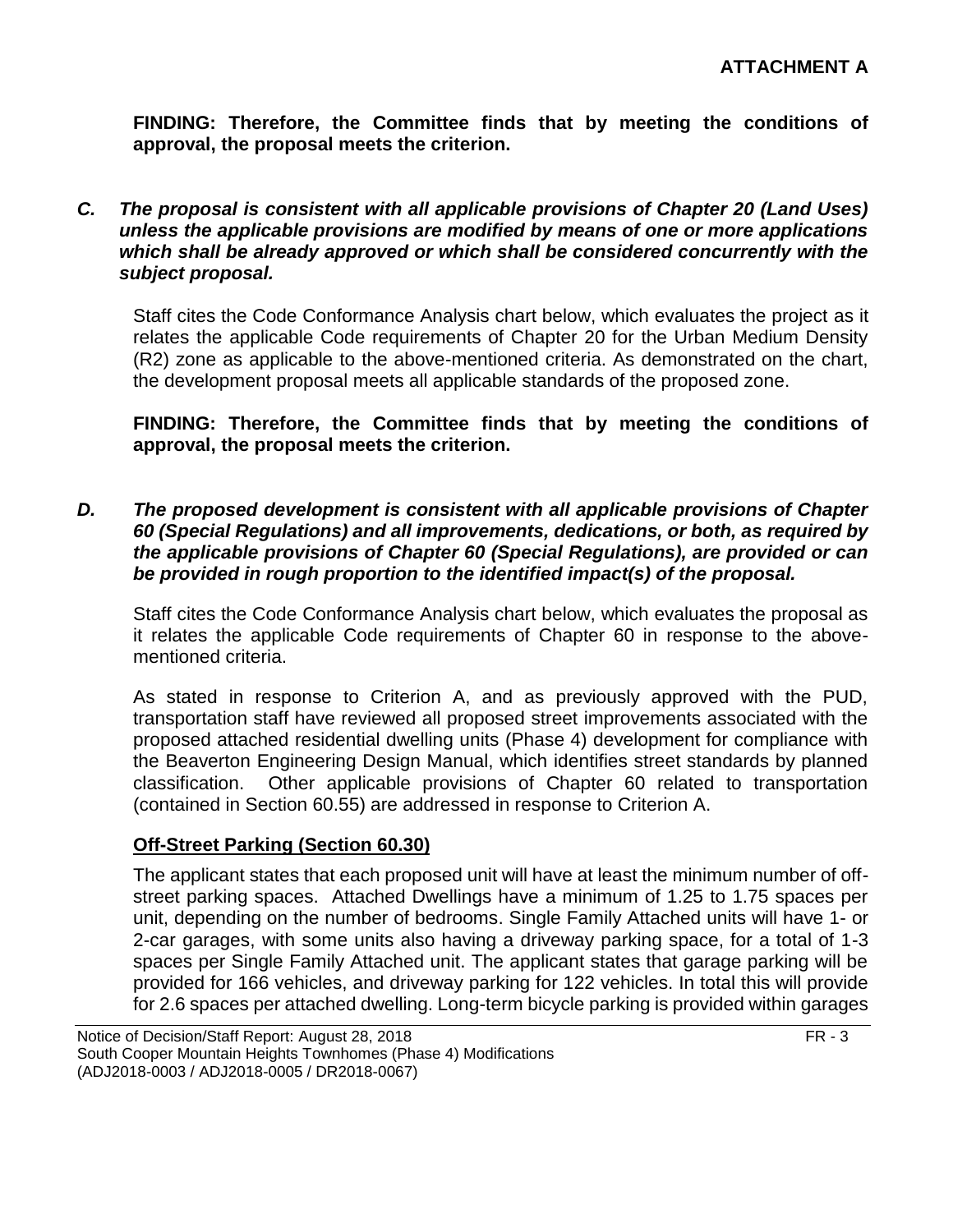**ATTACHMENT A**

**FINDING: Therefore, the Committee finds that by meeting the conditions of approval, the proposal meets the criterion.**

***C. The proposal is consistent with all applicable provisions of Chapter 20 (Land Uses) unless the applicable provisions are modified by means of one or more applications which shall be already approved or which shall be considered concurrently with the subject proposal.***

Staff cites the Code Conformance Analysis chart below, which evaluates the project as it relates the applicable Code requirements of Chapter 20 for the Urban Medium Density (R2) zone as applicable to the above-mentioned criteria. As demonstrated on the chart, the development proposal meets all applicable standards of the proposed zone.

**FINDING: Therefore, the Committee finds that by meeting the conditions of approval, the proposal meets the criterion.**

***D. The proposed development is consistent with all applicable provisions of Chapter 60 (Special Regulations) and all improvements, dedications, or both, as required by the applicable provisions of Chapter 60 (Special Regulations), are provided or can be provided in rough proportion to the identified impact(s) of the proposal.***

Staff cites the Code Conformance Analysis chart below, which evaluates the proposal as it relates the applicable Code requirements of Chapter 60 in response to the above-mentioned criteria.

As stated in response to Criterion A, and as previously approved with the PUD, transportation staff have reviewed all proposed street improvements associated with the proposed attached residential dwelling units (Phase 4) development for compliance with the Beaverton Engineering Design Manual, which identifies street standards by planned classification. Other applicable provisions of Chapter 60 related to transportation (contained in Section 60.55) are addressed in response to Criterion A.

**<u>Off-Street Parking (Section 60.30)</u>**

The applicant states that each proposed unit will have at least the minimum number of off-street parking spaces. Attached Dwellings have a minimum of 1.25 to 1.75 spaces per unit, depending on the number of bedrooms. Single Family Attached units will have 1- or 2-car garages, with some units also having a driveway parking space, for a total of 1-3 spaces per Single Family Attached unit. The applicant states that garage parking will be provided for 166 vehicles, and driveway parking for 122 vehicles. In total this will provide for 2.6 spaces per attached dwelling. Long-term bicycle parking is provided within garages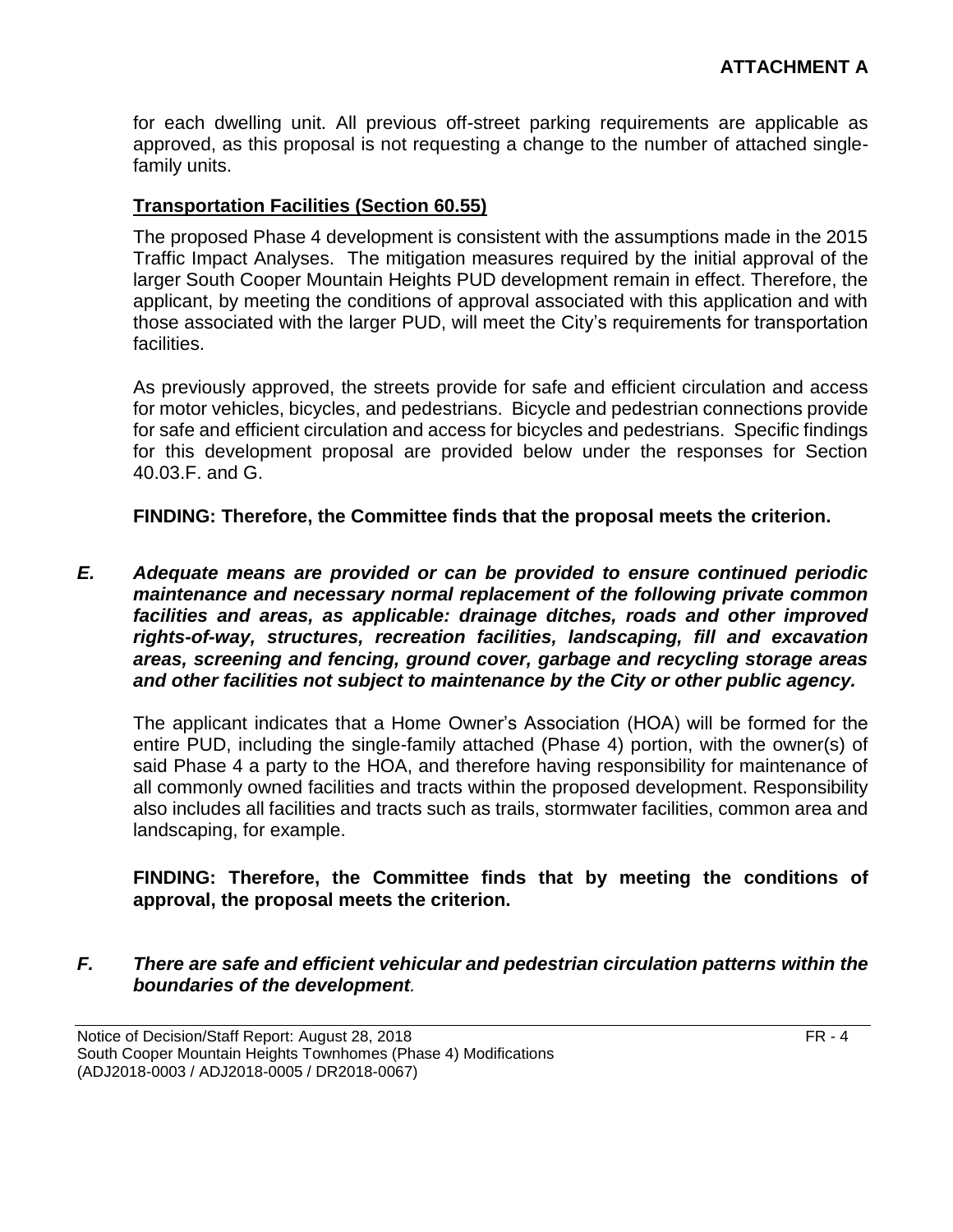for each dwelling unit. All previous off-street parking requirements are applicable as approved, as this proposal is not requesting a change to the number of attached single-family units.

**Transportation Facilities (Section 60.55)**

The proposed Phase 4 development is consistent with the assumptions made in the 2015 Traffic Impact Analyses. The mitigation measures required by the initial approval of the larger South Cooper Mountain Heights PUD development remain in effect. Therefore, the applicant, by meeting the conditions of approval associated with this application and with those associated with the larger PUD, will meet the City's requirements for transportation facilities.

As previously approved, the streets provide for safe and efficient circulation and access for motor vehicles, bicycles, and pedestrians. Bicycle and pedestrian connections provide for safe and efficient circulation and access for bicycles and pedestrians. Specific findings for this development proposal are provided below under the responses for Section 40.03.F. and G.

**FINDING: Therefore, the Committee finds that the proposal meets the criterion.**

***E. Adequate means are provided or can be provided to ensure continued periodic maintenance and necessary normal replacement of the following private common facilities and areas, as applicable: drainage ditches, roads and other improved rights-of-way, structures, recreation facilities, landscaping, fill and excavation areas, screening and fencing, ground cover, garbage and recycling storage areas and other facilities not subject to maintenance by the City or other public agency.***

The applicant indicates that a Home Owner's Association (HOA) will be formed for the entire PUD, including the single-family attached (Phase 4) portion, with the owner(s) of said Phase 4 a party to the HOA, and therefore having responsibility for maintenance of all commonly owned facilities and tracts within the proposed development. Responsibility also includes all facilities and tracts such as trails, stormwater facilities, common area and landscaping, for example.

**FINDING: Therefore, the Committee finds that by meeting the conditions of approval, the proposal meets the criterion.**

***F. There are safe and efficient vehicular and pedestrian circulation patterns within the boundaries of the development.***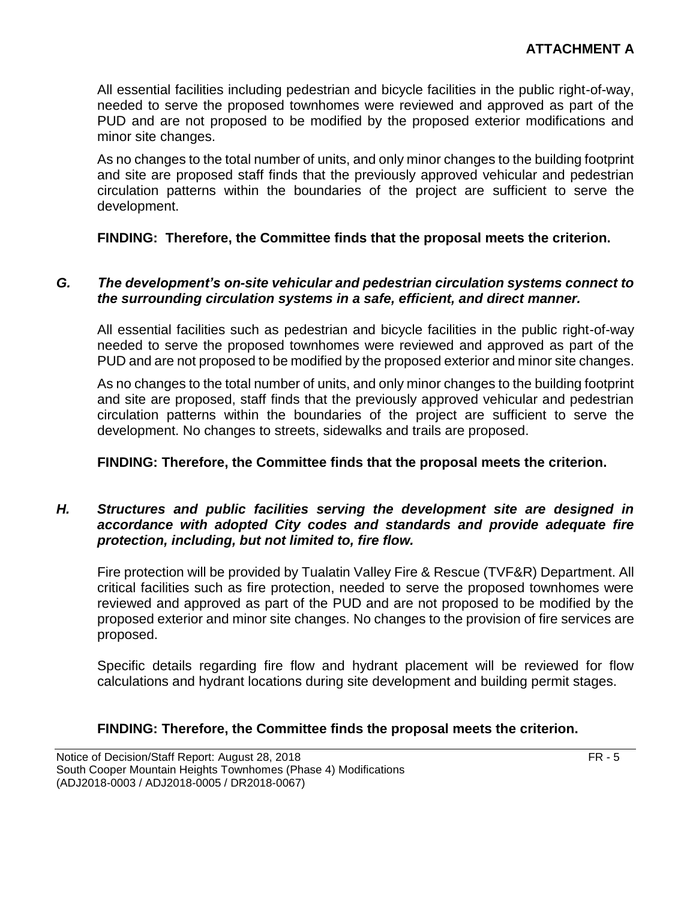All essential facilities including pedestrian and bicycle facilities in the public right-of-way, needed to serve the proposed townhomes were reviewed and approved as part of the PUD and are not proposed to be modified by the proposed exterior modifications and minor site changes.

As no changes to the total number of units, and only minor changes to the building footprint and site are proposed staff finds that the previously approved vehicular and pedestrian circulation patterns within the boundaries of the project are sufficient to serve the development.

**FINDING: Therefore, the Committee finds that the proposal meets the criterion.**

***G. The development's on-site vehicular and pedestrian circulation systems connect to the surrounding circulation systems in a safe, efficient, and direct manner.***

All essential facilities such as pedestrian and bicycle facilities in the public right-of-way needed to serve the proposed townhomes were reviewed and approved as part of the PUD and are not proposed to be modified by the proposed exterior and minor site changes.

As no changes to the total number of units, and only minor changes to the building footprint and site are proposed, staff finds that the previously approved vehicular and pedestrian circulation patterns within the boundaries of the project are sufficient to serve the development. No changes to streets, sidewalks and trails are proposed.

**FINDING: Therefore, the Committee finds that the proposal meets the criterion.**

***H. Structures and public facilities serving the development site are designed in accordance with adopted City codes and standards and provide adequate fire protection, including, but not limited to, fire flow.***

Fire protection will be provided by Tualatin Valley Fire & Rescue (TVF&R) Department. All critical facilities such as fire protection, needed to serve the proposed townhomes were reviewed and approved as part of the PUD and are not proposed to be modified by the proposed exterior and minor site changes. No changes to the provision of fire services are proposed.

Specific details regarding fire flow and hydrant placement will be reviewed for flow calculations and hydrant locations during site development and building permit stages.

**FINDING: Therefore, the Committee finds the proposal meets the criterion.**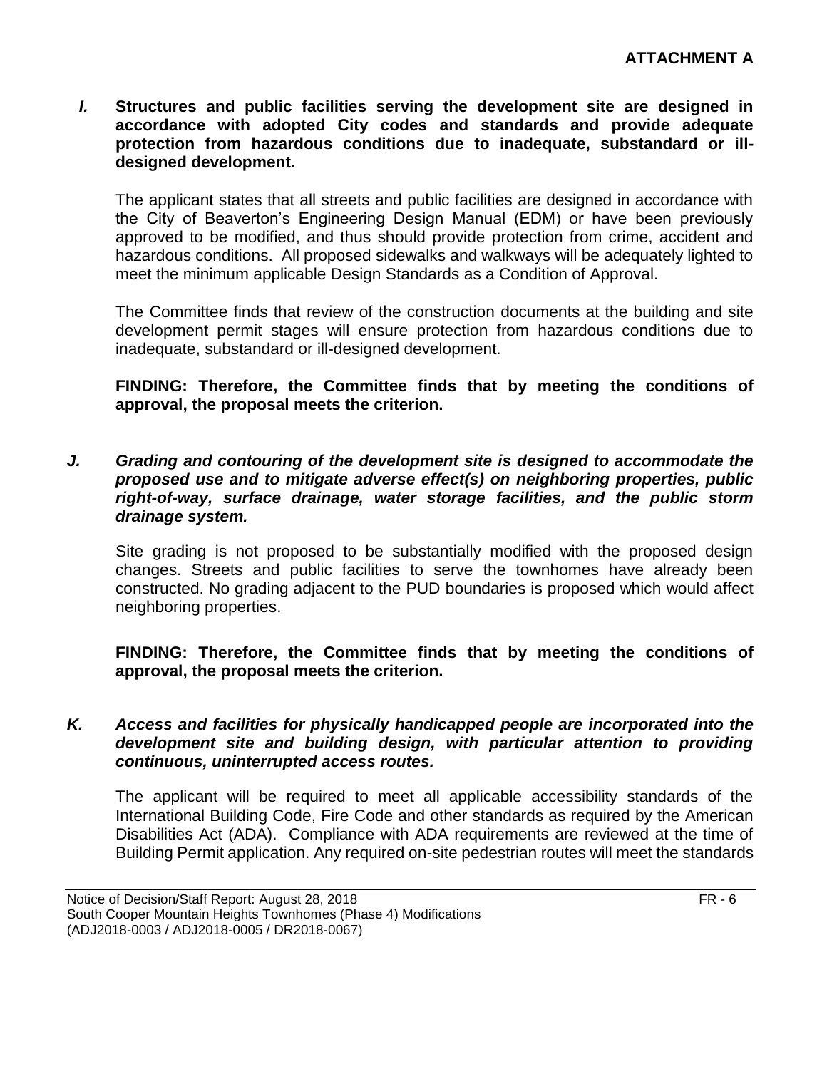**ATTACHMENT A**

***I.*** **Structures and public facilities serving the development site are designed in accordance with adopted City codes and standards and provide adequate protection from hazardous conditions due to inadequate, substandard or ill-designed development.**

The applicant states that all streets and public facilities are designed in accordance with the City of Beaverton's Engineering Design Manual (EDM) or have been previously approved to be modified, and thus should provide protection from crime, accident and hazardous conditions. All proposed sidewalks and walkways will be adequately lighted to meet the minimum applicable Design Standards as a Condition of Approval.

The Committee finds that review of the construction documents at the building and site development permit stages will ensure protection from hazardous conditions due to inadequate, substandard or ill-designed development.

**FINDING: Therefore, the Committee finds that by meeting the conditions of approval, the proposal meets the criterion.**

***J. Grading and contouring of the development site is designed to accommodate the proposed use and to mitigate adverse effect(s) on neighboring properties, public right-of-way, surface drainage, water storage facilities, and the public storm drainage system.***

Site grading is not proposed to be substantially modified with the proposed design changes. Streets and public facilities to serve the townhomes have already been constructed. No grading adjacent to the PUD boundaries is proposed which would affect neighboring properties.

**FINDING: Therefore, the Committee finds that by meeting the conditions of approval, the proposal meets the criterion.**

***K. Access and facilities for physically handicapped people are incorporated into the development site and building design, with particular attention to providing continuous, uninterrupted access routes.***

The applicant will be required to meet all applicable accessibility standards of the International Building Code, Fire Code and other standards as required by the American Disabilities Act (ADA). Compliance with ADA requirements are reviewed at the time of Building Permit application. Any required on-site pedestrian routes will meet the standards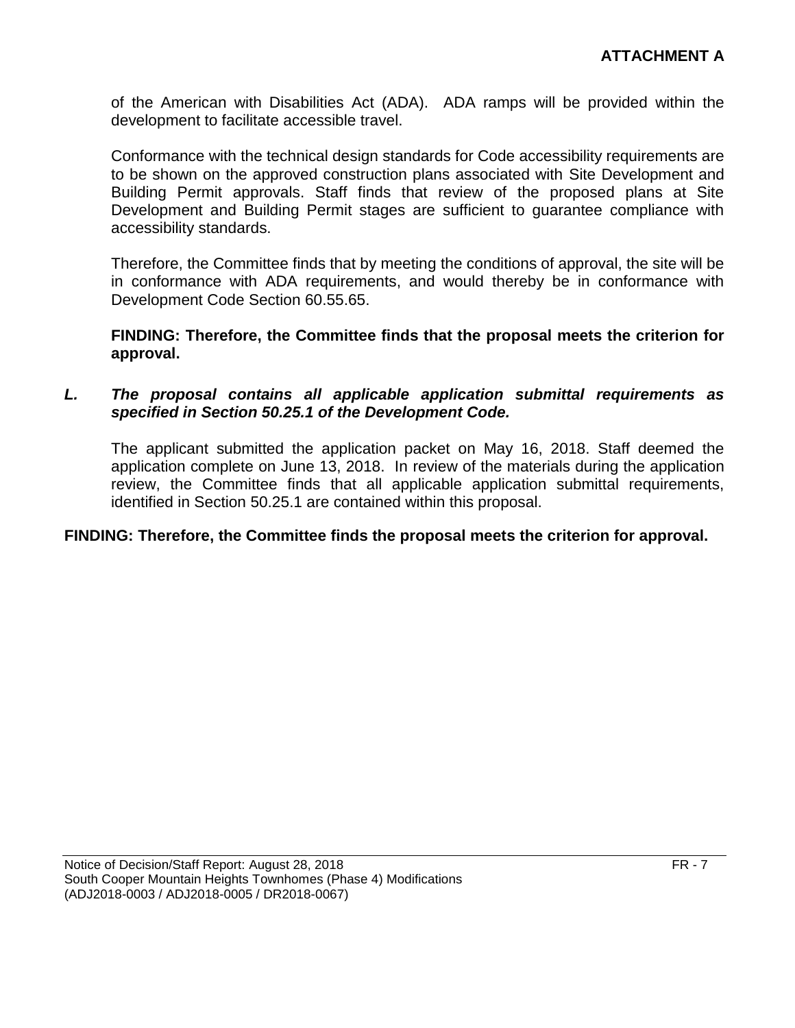**ATTACHMENT A**

of the American with Disabilities Act (ADA). ADA ramps will be provided within the development to facilitate accessible travel.

Conformance with the technical design standards for Code accessibility requirements are to be shown on the approved construction plans associated with Site Development and Building Permit approvals. Staff finds that review of the proposed plans at Site Development and Building Permit stages are sufficient to guarantee compliance with accessibility standards.

Therefore, the Committee finds that by meeting the conditions of approval, the site will be in conformance with ADA requirements, and would thereby be in conformance with Development Code Section 60.55.65.

**FINDING: Therefore, the Committee finds that the proposal meets the criterion for approval.**

***L. The proposal contains all applicable application submittal requirements as specified in Section 50.25.1 of the Development Code.***

The applicant submitted the application packet on May 16, 2018. Staff deemed the application complete on June 13, 2018. In review of the materials during the application review, the Committee finds that all applicable application submittal requirements, identified in Section 50.25.1 are contained within this proposal.

**FINDING: Therefore, the Committee finds the proposal meets the criterion for approval.**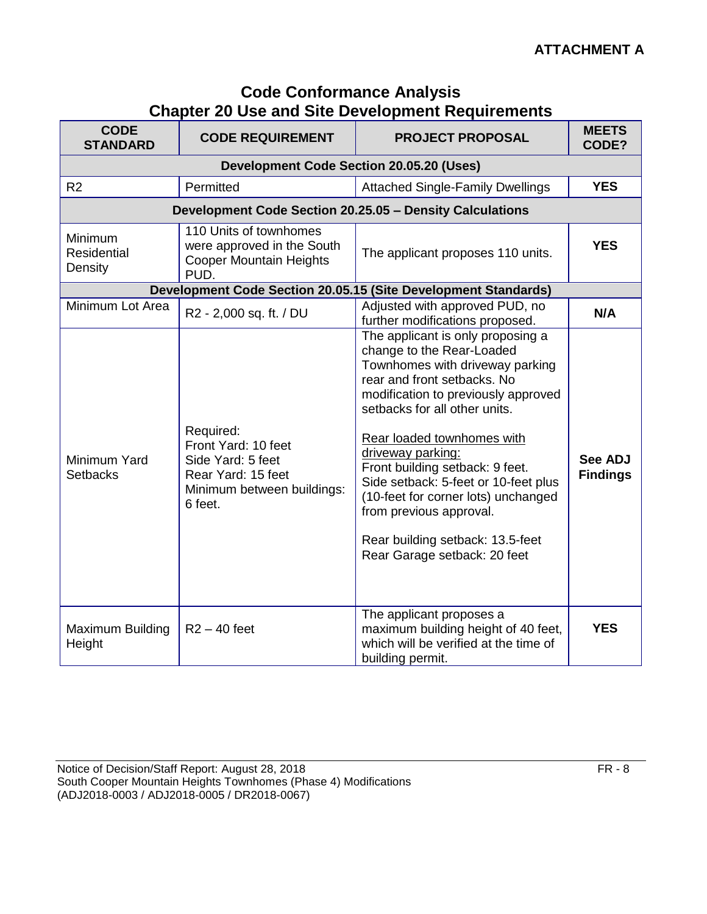**ATTACHMENT A**

## Code Conformance Analysis
## Chapter 20 Use and Site Development Requirements

| CODE STANDARD | CODE REQUIREMENT | PROJECT PROPOSAL | MEETS CODE? |
|---|---|---|---|
| **Development Code Section 20.05.20 (Uses)** | | | |
| R2 | Permitted | Attached Single-Family Dwellings | **YES** |
| **Development Code Section 20.25.05 – Density Calculations** | | | |
| Minimum Residential Density | 110 Units of townhomes were approved in the South Cooper Mountain Heights PUD. | The applicant proposes 110 units. | **YES** |
| **Development Code Section 20.05.15 (Site Development Standards)** | | | |
| Minimum Lot Area | R2 - 2,000 sq. ft. / DU | Adjusted with approved PUD, no further modifications proposed. | **N/A** |
| Minimum Yard Setbacks | Required:<br>Front Yard: 10 feet<br>Side Yard: 5 feet<br>Rear Yard: 15 feet<br>Minimum between buildings: 6 feet. | The applicant is only proposing a change to the Rear-Loaded Townhomes with driveway parking rear and front setbacks. No modification to previously approved setbacks for all other units.<br><br><u>Rear loaded townhomes with driveway parking:</u><br>Front building setback: 9 feet.<br>Side setback: 5-feet or 10-feet plus (10-feet for corner lots) unchanged from previous approval.<br><br>Rear building setback: 13.5-feet<br>Rear Garage setback: 20 feet | **See ADJ Findings** |
| Maximum Building Height | R2 – 40 feet | The applicant proposes a maximum building height of 40 feet, which will be verified at the time of building permit. | **YES** |

Notice of Decision/Staff Report: August 28, 2018
South Cooper Mountain Heights Townhomes (Phase 4) Modifications
(ADJ2018-0003 / ADJ2018-0005 / DR2018-0067)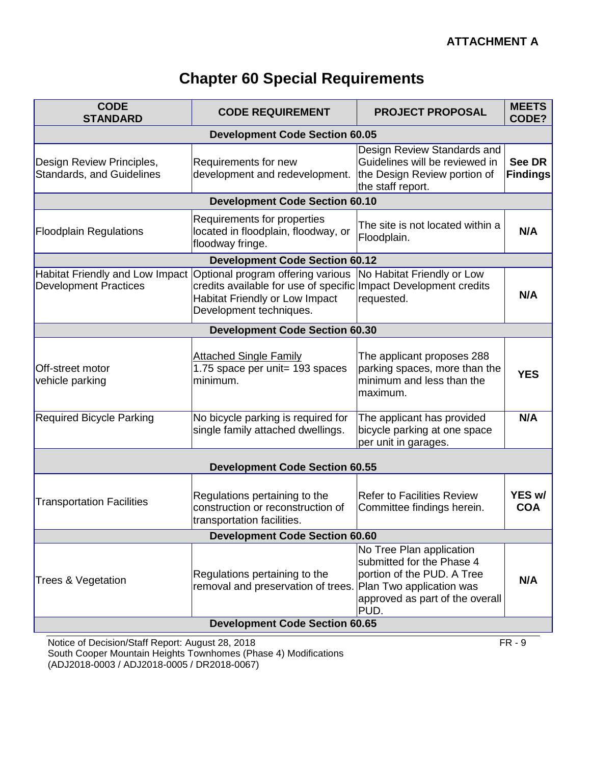**ATTACHMENT A**

# Chapter 60 Special Requirements

| CODE STANDARD | CODE REQUIREMENT | PROJECT PROPOSAL | MEETS CODE? |
|---|---|---|---|
| **Development Code Section 60.05** | | | |
| Design Review Principles, Standards, and Guidelines | Requirements for new development and redevelopment. | Design Review Standards and Guidelines will be reviewed in the Design Review portion of the staff report. | **See DR Findings** |
| **Development Code Section 60.10** | | | |
| Floodplain Regulations | Requirements for properties located in floodplain, floodway, or floodway fringe. | The site is not located within a Floodplain. | **N/A** |
| **Development Code Section 60.12** | | | |
| Habitat Friendly and Low Impact Development Practices | Optional program offering various credits available for use of specific Habitat Friendly or Low Impact Development techniques. | No Habitat Friendly or Low Impact Development credits requested. | **N/A** |
| **Development Code Section 60.30** | | | |
| Off-street motor vehicle parking | Attached Single Family<br>1.75 space per unit= 193 spaces minimum. | The applicant proposes 288 parking spaces, more than the minimum and less than the maximum. | **YES** |
| Required Bicycle Parking | No bicycle parking is required for single family attached dwellings. | The applicant has provided bicycle parking at one space per unit in garages. | **N/A** |
| **Development Code Section 60.55** | | | |
| Transportation Facilities | Regulations pertaining to the construction or reconstruction of transportation facilities. | Refer to Facilities Review Committee findings herein. | **YES w/ COA** |
| **Development Code Section 60.60** | | | |
| Trees & Vegetation | Regulations pertaining to the removal and preservation of trees. | No Tree Plan application submitted for the Phase 4 portion of the PUD. A Tree Plan Two application was approved as part of the overall PUD. | **N/A** |
| **Development Code Section 60.65** | | | |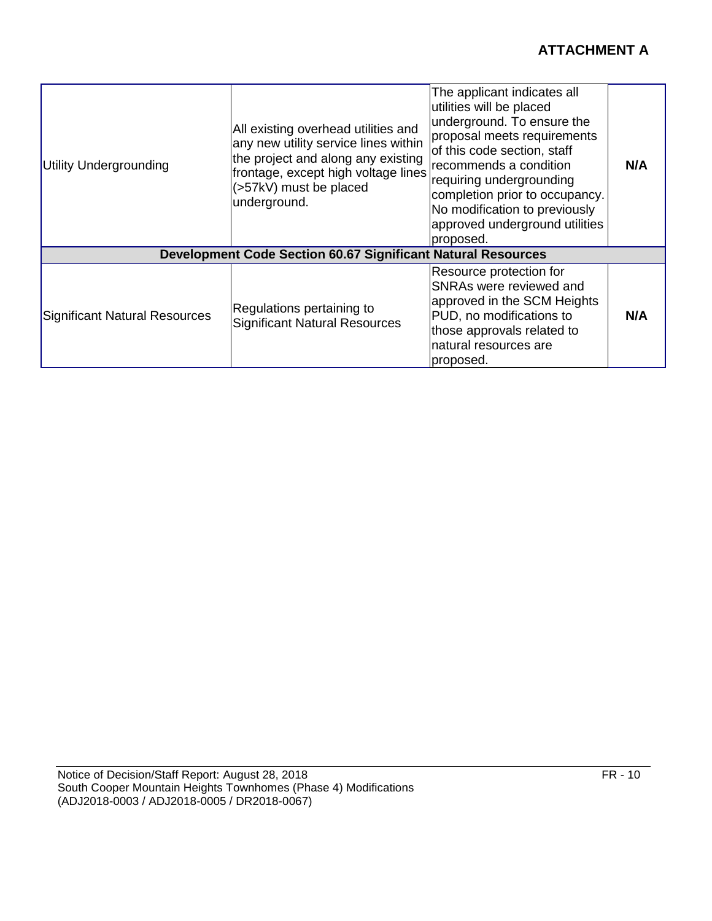**ATTACHMENT A**

| | | | |
|---|---|---|---|
| Utility Undergrounding | All existing overhead utilities and any new utility service lines within the project and along any existing frontage, except high voltage lines (>57kV) must be placed underground. | The applicant indicates all utilities will be placed underground. To ensure the proposal meets requirements of this code section, staff recommends a condition requiring undergrounding completion prior to occupancy. No modification to previously approved underground utilities proposed. | **N/A** |
| **Development Code Section 60.67 Significant Natural Resources** | | | |
| Significant Natural Resources | Regulations pertaining to Significant Natural Resources | Resource protection for SNRAs were reviewed and approved in the SCM Heights PUD, no modifications to those approvals related to natural resources are proposed. | **N/A** |

Notice of Decision/Staff Report: August 28, 2018
South Cooper Mountain Heights Townhomes (Phase 4) Modifications
(ADJ2018-0003 / ADJ2018-0005 / DR2018-0067)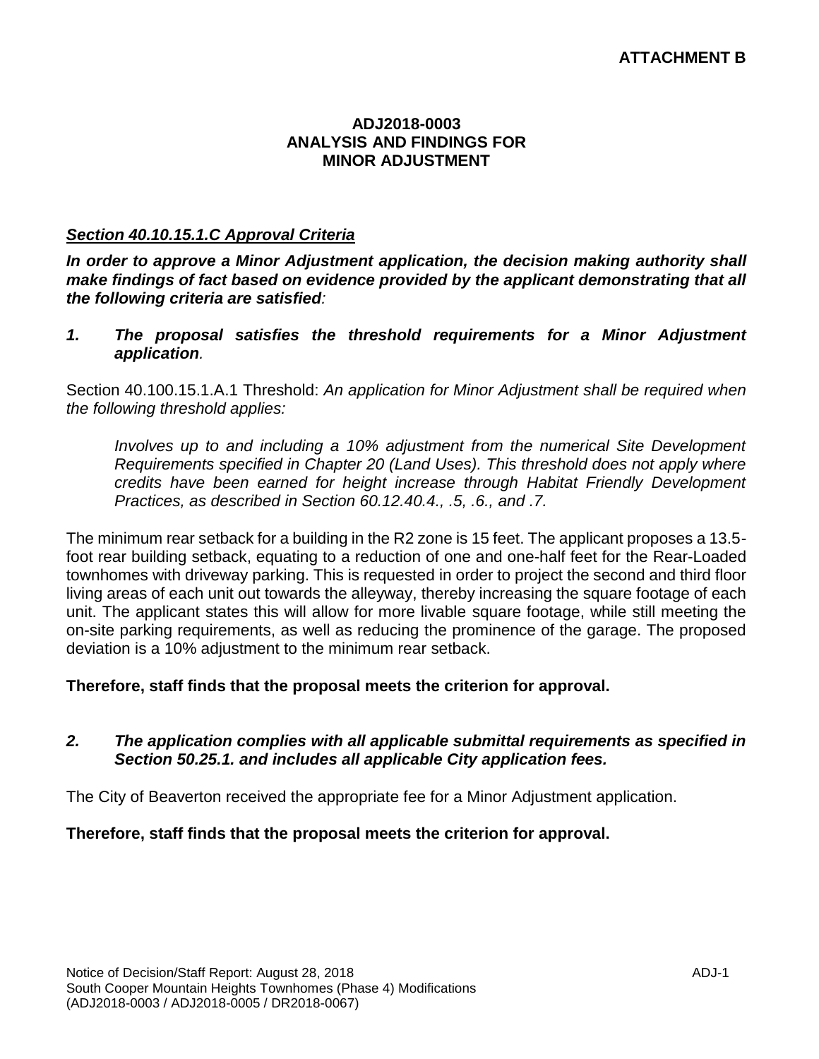**ATTACHMENT B**

## ADJ2018-0003
## ANALYSIS AND FINDINGS FOR MINOR ADJUSTMENT

***Section 40.10.15.1.C Approval Criteria***

***In order to approve a Minor Adjustment application, the decision making authority shall make findings of fact based on evidence provided by the applicant demonstrating that all the following criteria are satisfied:***

***1. The proposal satisfies the threshold requirements for a Minor Adjustment application.***

Section 40.100.15.1.A.1 Threshold: *An application for Minor Adjustment shall be required when the following threshold applies:*

> *Involves up to and including a 10% adjustment from the numerical Site Development Requirements specified in Chapter 20 (Land Uses). This threshold does not apply where credits have been earned for height increase through Habitat Friendly Development Practices, as described in Section 60.12.40.4., .5, .6., and .7.*

The minimum rear setback for a building in the R2 zone is 15 feet. The applicant proposes a 13.5-foot rear building setback, equating to a reduction of one and one-half feet for the Rear-Loaded townhomes with driveway parking. This is requested in order to project the second and third floor living areas of each unit out towards the alleyway, thereby increasing the square footage of each unit. The applicant states this will allow for more livable square footage, while still meeting the on-site parking requirements, as well as reducing the prominence of the garage. The proposed deviation is a 10% adjustment to the minimum rear setback.

**Therefore, staff finds that the proposal meets the criterion for approval.**

***2. The application complies with all applicable submittal requirements as specified in Section 50.25.1. and includes all applicable City application fees.***

The City of Beaverton received the appropriate fee for a Minor Adjustment application.

**Therefore, staff finds that the proposal meets the criterion for approval.**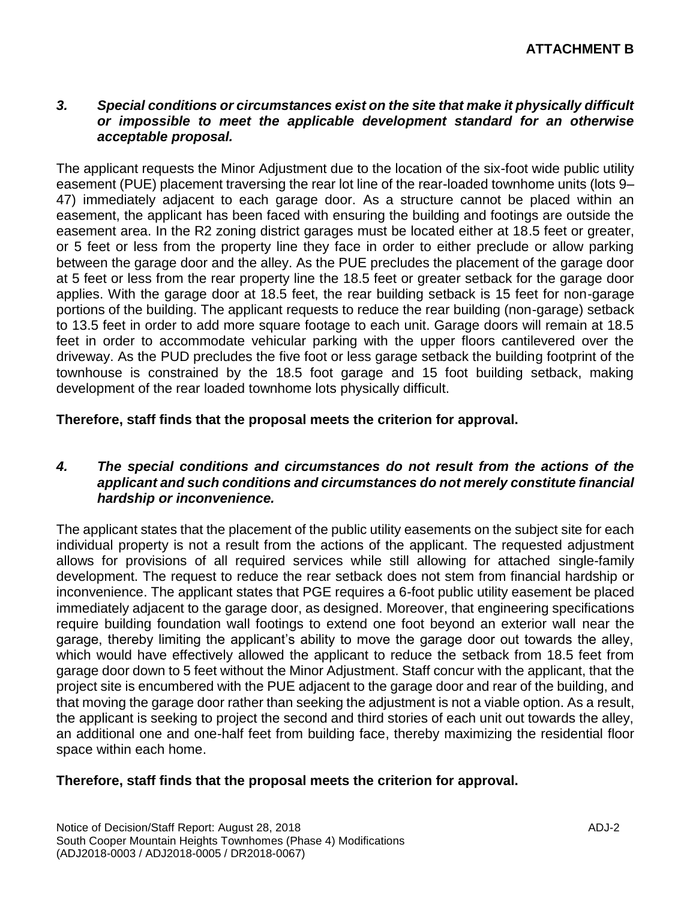**ATTACHMENT B**

***3. Special conditions or circumstances exist on the site that make it physically difficult or impossible to meet the applicable development standard for an otherwise acceptable proposal.***

The applicant requests the Minor Adjustment due to the location of the six-foot wide public utility easement (PUE) placement traversing the rear lot line of the rear-loaded townhome units (lots 9–47) immediately adjacent to each garage door. As a structure cannot be placed within an easement, the applicant has been faced with ensuring the building and footings are outside the easement area. In the R2 zoning district garages must be located either at 18.5 feet or greater, or 5 feet or less from the property line they face in order to either preclude or allow parking between the garage door and the alley. As the PUE precludes the placement of the garage door at 5 feet or less from the rear property line the 18.5 feet or greater setback for the garage door applies. With the garage door at 18.5 feet, the rear building setback is 15 feet for non-garage portions of the building. The applicant requests to reduce the rear building (non-garage) setback to 13.5 feet in order to add more square footage to each unit. Garage doors will remain at 18.5 feet in order to accommodate vehicular parking with the upper floors cantilevered over the driveway. As the PUD precludes the five foot or less garage setback the building footprint of the townhouse is constrained by the 18.5 foot garage and 15 foot building setback, making development of the rear loaded townhome lots physically difficult.

**Therefore, staff finds that the proposal meets the criterion for approval.**

***4. The special conditions and circumstances do not result from the actions of the applicant and such conditions and circumstances do not merely constitute financial hardship or inconvenience.***

The applicant states that the placement of the public utility easements on the subject site for each individual property is not a result from the actions of the applicant. The requested adjustment allows for provisions of all required services while still allowing for attached single-family development. The request to reduce the rear setback does not stem from financial hardship or inconvenience. The applicant states that PGE requires a 6-foot public utility easement be placed immediately adjacent to the garage door, as designed. Moreover, that engineering specifications require building foundation wall footings to extend one foot beyond an exterior wall near the garage, thereby limiting the applicant's ability to move the garage door out towards the alley, which would have effectively allowed the applicant to reduce the setback from 18.5 feet from garage door down to 5 feet without the Minor Adjustment. Staff concur with the applicant, that the project site is encumbered with the PUE adjacent to the garage door and rear of the building, and that moving the garage door rather than seeking the adjustment is not a viable option. As a result, the applicant is seeking to project the second and third stories of each unit out towards the alley, an additional one and one-half feet from building face, thereby maximizing the residential floor space within each home.

**Therefore, staff finds that the proposal meets the criterion for approval.**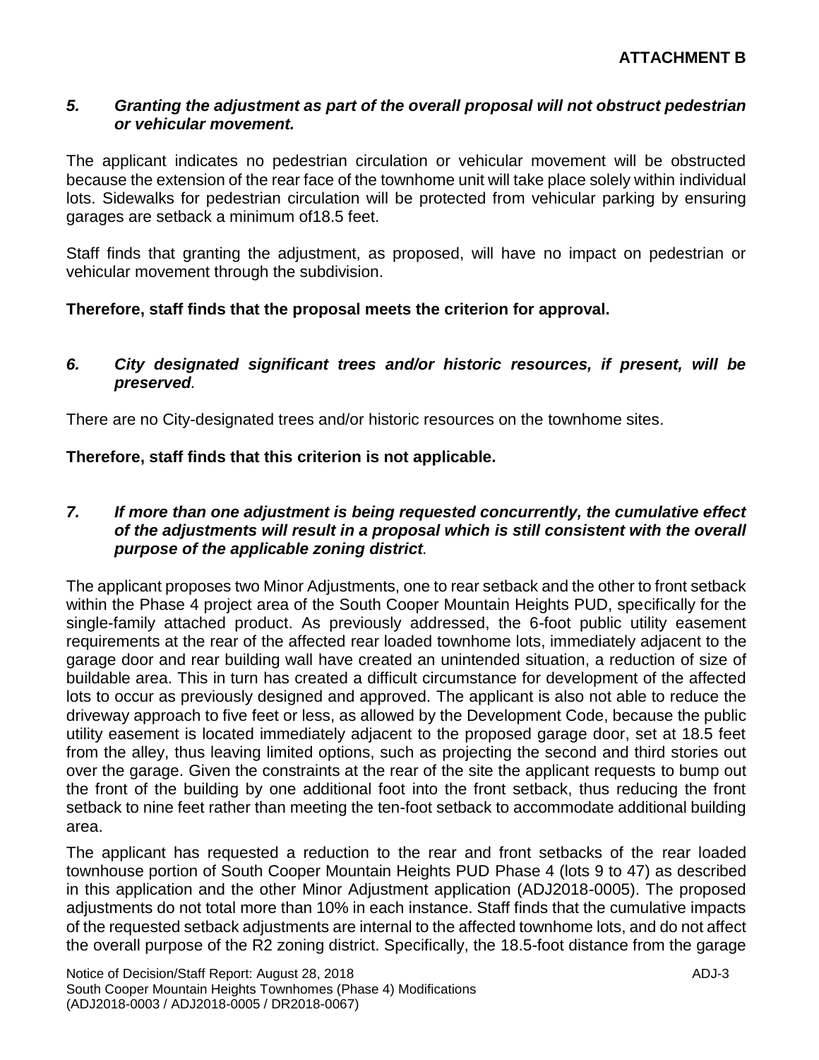**ATTACHMENT B**

*5. Granting the adjustment as part of the overall proposal will not obstruct pedestrian or vehicular movement.*

The applicant indicates no pedestrian circulation or vehicular movement will be obstructed because the extension of the rear face of the townhome unit will take place solely within individual lots. Sidewalks for pedestrian circulation will be protected from vehicular parking by ensuring garages are setback a minimum of18.5 feet.

Staff finds that granting the adjustment, as proposed, will have no impact on pedestrian or vehicular movement through the subdivision.

**Therefore, staff finds that the proposal meets the criterion for approval.**

*6. City designated significant trees and/or historic resources, if present, will be preserved.*

There are no City-designated trees and/or historic resources on the townhome sites.

**Therefore, staff finds that this criterion is not applicable.**

*7. If more than one adjustment is being requested concurrently, the cumulative effect of the adjustments will result in a proposal which is still consistent with the overall purpose of the applicable zoning district.*

The applicant proposes two Minor Adjustments, one to rear setback and the other to front setback within the Phase 4 project area of the South Cooper Mountain Heights PUD, specifically for the single-family attached product. As previously addressed, the 6-foot public utility easement requirements at the rear of the affected rear loaded townhome lots, immediately adjacent to the garage door and rear building wall have created an unintended situation, a reduction of size of buildable area. This in turn has created a difficult circumstance for development of the affected lots to occur as previously designed and approved. The applicant is also not able to reduce the driveway approach to five feet or less, as allowed by the Development Code, because the public utility easement is located immediately adjacent to the proposed garage door, set at 18.5 feet from the alley, thus leaving limited options, such as projecting the second and third stories out over the garage. Given the constraints at the rear of the site the applicant requests to bump out the front of the building by one additional foot into the front setback, thus reducing the front setback to nine feet rather than meeting the ten-foot setback to accommodate additional building area.

The applicant has requested a reduction to the rear and front setbacks of the rear loaded townhouse portion of South Cooper Mountain Heights PUD Phase 4 (lots 9 to 47) as described in this application and the other Minor Adjustment application (ADJ2018-0005). The proposed adjustments do not total more than 10% in each instance. Staff finds that the cumulative impacts of the requested setback adjustments are internal to the affected townhome lots, and do not affect the overall purpose of the R2 zoning district. Specifically, the 18.5-foot distance from the garage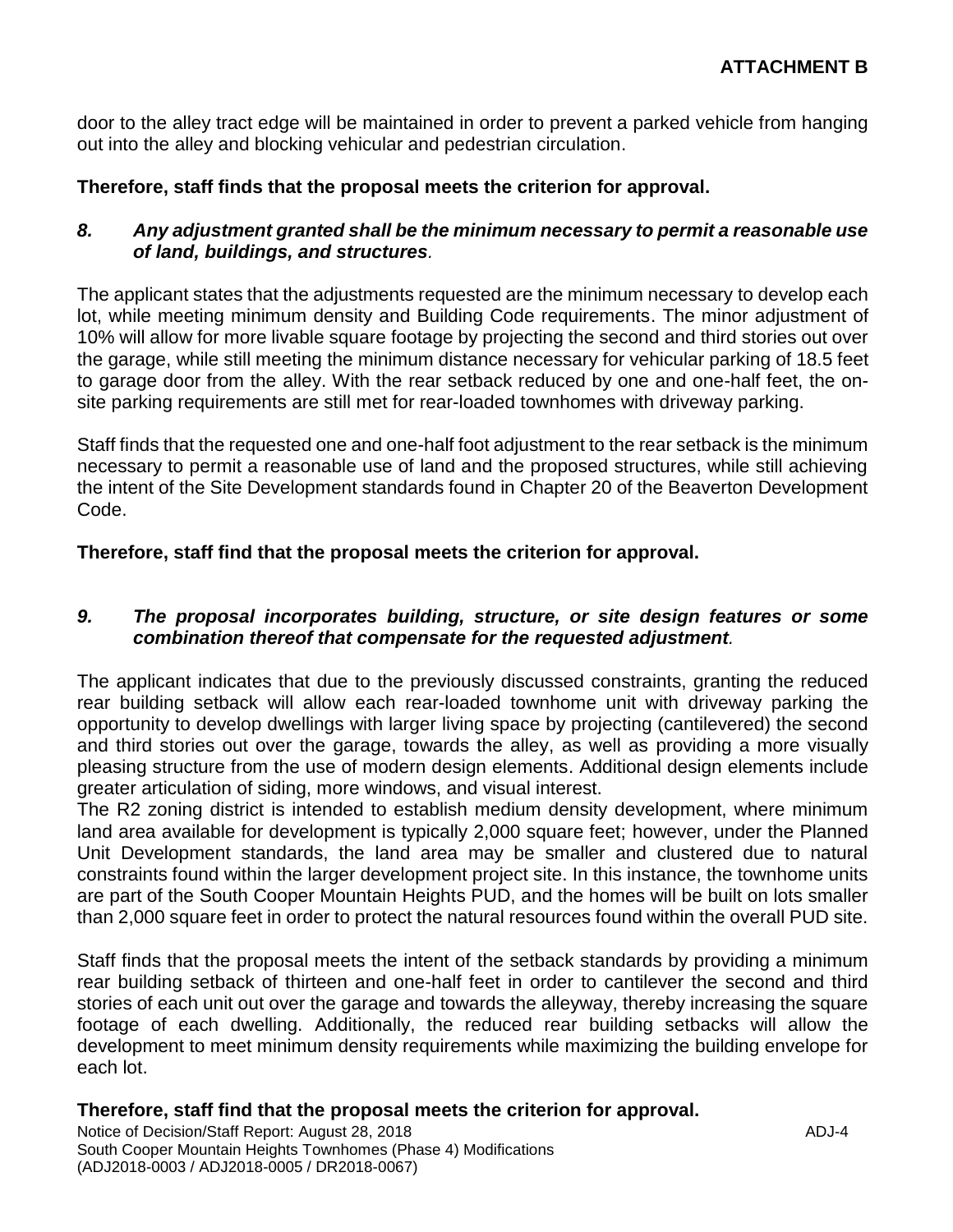door to the alley tract edge will be maintained in order to prevent a parked vehicle from hanging out into the alley and blocking vehicular and pedestrian circulation.

**Therefore, staff finds that the proposal meets the criterion for approval.**

***8. Any adjustment granted shall be the minimum necessary to permit a reasonable use of land, buildings, and structures.***

The applicant states that the adjustments requested are the minimum necessary to develop each lot, while meeting minimum density and Building Code requirements. The minor adjustment of 10% will allow for more livable square footage by projecting the second and third stories out over the garage, while still meeting the minimum distance necessary for vehicular parking of 18.5 feet to garage door from the alley. With the rear setback reduced by one and one-half feet, the on-site parking requirements are still met for rear-loaded townhomes with driveway parking.

Staff finds that the requested one and one-half foot adjustment to the rear setback is the minimum necessary to permit a reasonable use of land and the proposed structures, while still achieving the intent of the Site Development standards found in Chapter 20 of the Beaverton Development Code.

**Therefore, staff find that the proposal meets the criterion for approval.**

***9. The proposal incorporates building, structure, or site design features or some combination thereof that compensate for the requested adjustment.***

The applicant indicates that due to the previously discussed constraints, granting the reduced rear building setback will allow each rear-loaded townhome unit with driveway parking the opportunity to develop dwellings with larger living space by projecting (cantilevered) the second and third stories out over the garage, towards the alley, as well as providing a more visually pleasing structure from the use of modern design elements. Additional design elements include greater articulation of siding, more windows, and visual interest.

The R2 zoning district is intended to establish medium density development, where minimum land area available for development is typically 2,000 square feet; however, under the Planned Unit Development standards, the land area may be smaller and clustered due to natural constraints found within the larger development project site. In this instance, the townhome units are part of the South Cooper Mountain Heights PUD, and the homes will be built on lots smaller than 2,000 square feet in order to protect the natural resources found within the overall PUD site.

Staff finds that the proposal meets the intent of the setback standards by providing a minimum rear building setback of thirteen and one-half feet in order to cantilever the second and third stories of each unit out over the garage and towards the alleyway, thereby increasing the square footage of each dwelling. Additionally, the reduced rear building setbacks will allow the development to meet minimum density requirements while maximizing the building envelope for each lot.

**Therefore, staff find that the proposal meets the criterion for approval.**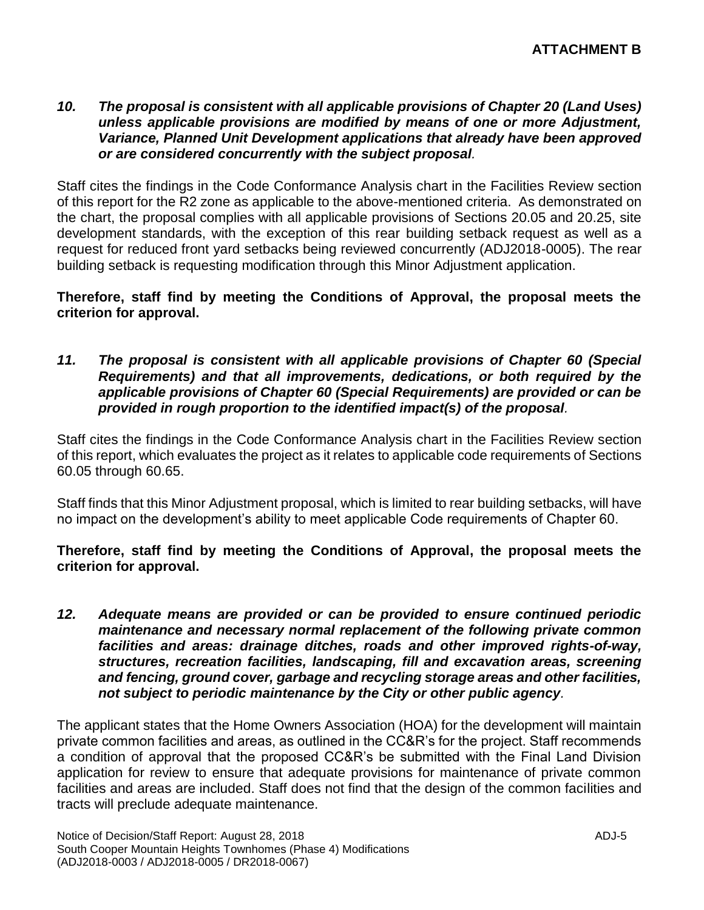**ATTACHMENT B**

***10. The proposal is consistent with all applicable provisions of Chapter 20 (Land Uses) unless applicable provisions are modified by means of one or more Adjustment, Variance, Planned Unit Development applications that already have been approved or are considered concurrently with the subject proposal**.*

Staff cites the findings in the Code Conformance Analysis chart in the Facilities Review section of this report for the R2 zone as applicable to the above-mentioned criteria. As demonstrated on the chart, the proposal complies with all applicable provisions of Sections 20.05 and 20.25, site development standards, with the exception of this rear building setback request as well as a request for reduced front yard setbacks being reviewed concurrently (ADJ2018-0005). The rear building setback is requesting modification through this Minor Adjustment application.

**Therefore, staff find by meeting the Conditions of Approval, the proposal meets the criterion for approval.**

***11. The proposal is consistent with all applicable provisions of Chapter 60 (Special Requirements) and that all improvements, dedications, or both required by the applicable provisions of Chapter 60 (Special Requirements) are provided or can be provided in rough proportion to the identified impact(s) of the proposal**.*

Staff cites the findings in the Code Conformance Analysis chart in the Facilities Review section of this report, which evaluates the project as it relates to applicable code requirements of Sections 60.05 through 60.65.

Staff finds that this Minor Adjustment proposal, which is limited to rear building setbacks, will have no impact on the development's ability to meet applicable Code requirements of Chapter 60.

**Therefore, staff find by meeting the Conditions of Approval, the proposal meets the criterion for approval.**

***12. Adequate means are provided or can be provided to ensure continued periodic maintenance and necessary normal replacement of the following private common facilities and areas: drainage ditches, roads and other improved rights-of-way, structures, recreation facilities, landscaping, fill and excavation areas, screening and fencing, ground cover, garbage and recycling storage areas and other facilities, not subject to periodic maintenance by the City or other public agency**.*

The applicant states that the Home Owners Association (HOA) for the development will maintain private common facilities and areas, as outlined in the CC&R's for the project. Staff recommends a condition of approval that the proposed CC&R's be submitted with the Final Land Division application for review to ensure that adequate provisions for maintenance of private common facilities and areas are included. Staff does not find that the design of the common facilities and tracts will preclude adequate maintenance.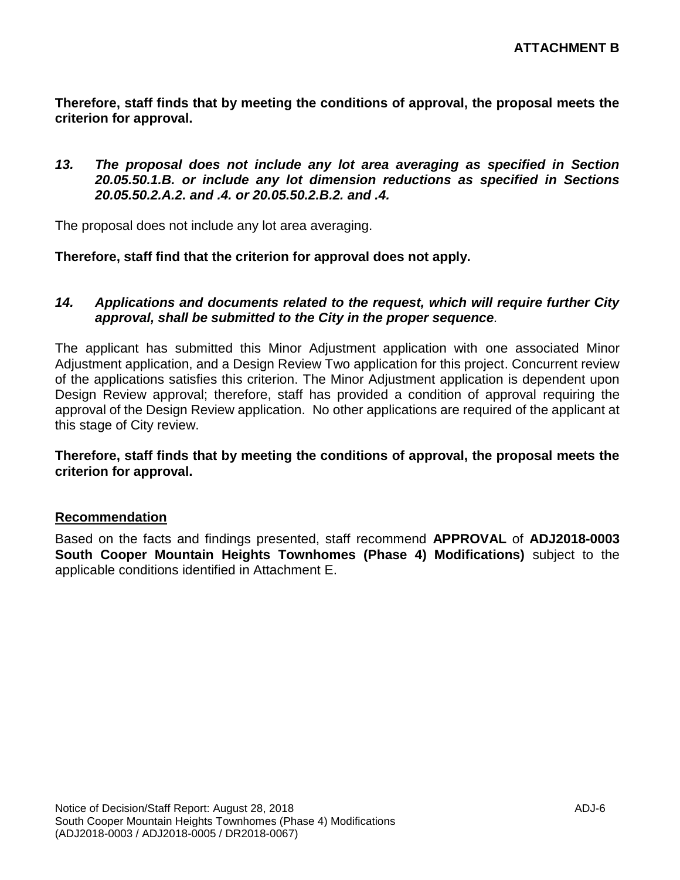**Therefore, staff finds that by meeting the conditions of approval, the proposal meets the criterion for approval.**

***13. The proposal does not include any lot area averaging as specified in Section 20.05.50.1.B. or include any lot dimension reductions as specified in Sections 20.05.50.2.A.2. and .4. or 20.05.50.2.B.2. and .4.***

The proposal does not include any lot area averaging.

**Therefore, staff find that the criterion for approval does not apply.**

***14. Applications and documents related to the request, which will require further City approval, shall be submitted to the City in the proper sequence.***

The applicant has submitted this Minor Adjustment application with one associated Minor Adjustment application, and a Design Review Two application for this project. Concurrent review of the applications satisfies this criterion. The Minor Adjustment application is dependent upon Design Review approval; therefore, staff has provided a condition of approval requiring the approval of the Design Review application. No other applications are required of the applicant at this stage of City review.

**Therefore, staff finds that by meeting the conditions of approval, the proposal meets the criterion for approval.**

## Recommendation

Based on the facts and findings presented, staff recommend **APPROVAL** of **ADJ2018-0003 South Cooper Mountain Heights Townhomes (Phase 4) Modifications)** subject to the applicable conditions identified in Attachment E.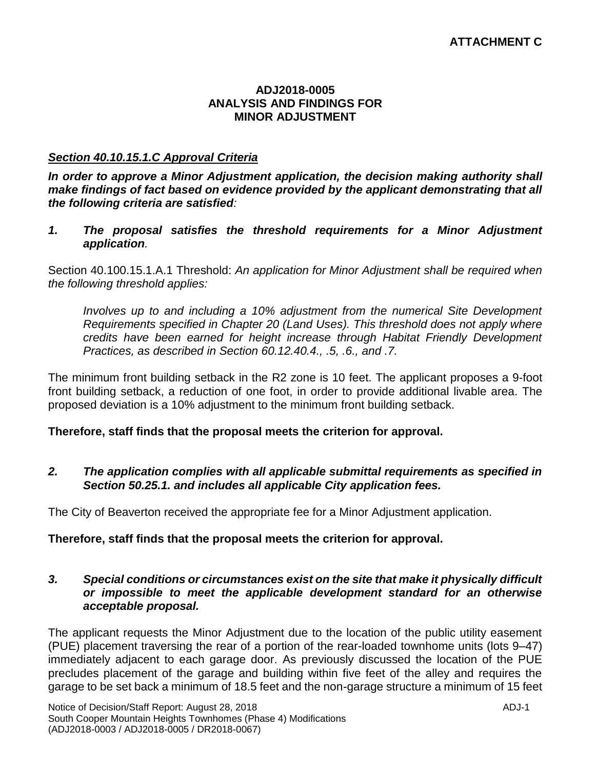**ATTACHMENT C**

**ADJ2018-0005**
**ANALYSIS AND FINDINGS FOR**
**MINOR ADJUSTMENT**

***Section 40.10.15.1.C Approval Criteria***

***In order to approve a Minor Adjustment application, the decision making authority shall make findings of fact based on evidence provided by the applicant demonstrating that all the following criteria are satisfied:***

***1. The proposal satisfies the threshold requirements for a Minor Adjustment application.***

Section 40.100.15.1.A.1 Threshold: *An application for Minor Adjustment shall be required when the following threshold applies:*

> *Involves up to and including a 10% adjustment from the numerical Site Development Requirements specified in Chapter 20 (Land Uses). This threshold does not apply where credits have been earned for height increase through Habitat Friendly Development Practices, as described in Section 60.12.40.4., .5, .6., and .7.*

The minimum front building setback in the R2 zone is 10 feet. The applicant proposes a 9-foot front building setback, a reduction of one foot, in order to provide additional livable area. The proposed deviation is a 10% adjustment to the minimum front building setback.

**Therefore, staff finds that the proposal meets the criterion for approval.**

***2. The application complies with all applicable submittal requirements as specified in Section 50.25.1. and includes all applicable City application fees.***

The City of Beaverton received the appropriate fee for a Minor Adjustment application.

**Therefore, staff finds that the proposal meets the criterion for approval.**

***3. Special conditions or circumstances exist on the site that make it physically difficult or impossible to meet the applicable development standard for an otherwise acceptable proposal.***

The applicant requests the Minor Adjustment due to the location of the public utility easement (PUE) placement traversing the rear of a portion of the rear-loaded townhome units (lots 9–47) immediately adjacent to each garage door. As previously discussed the location of the PUE precludes placement of the garage and building within five feet of the alley and requires the garage to be set back a minimum of 18.5 feet and the non-garage structure a minimum of 15 feet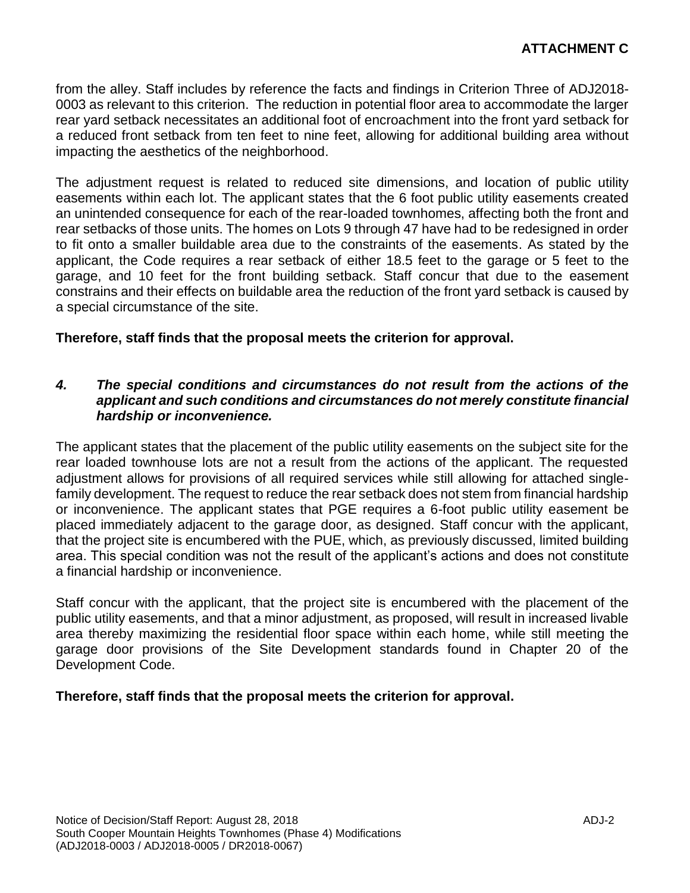from the alley. Staff includes by reference the facts and findings in Criterion Three of ADJ2018-0003 as relevant to this criterion. The reduction in potential floor area to accommodate the larger rear yard setback necessitates an additional foot of encroachment into the front yard setback for a reduced front setback from ten feet to nine feet, allowing for additional building area without impacting the aesthetics of the neighborhood.

The adjustment request is related to reduced site dimensions, and location of public utility easements within each lot. The applicant states that the 6 foot public utility easements created an unintended consequence for each of the rear-loaded townhomes, affecting both the front and rear setbacks of those units. The homes on Lots 9 through 47 have had to be redesigned in order to fit onto a smaller buildable area due to the constraints of the easements. As stated by the applicant, the Code requires a rear setback of either 18.5 feet to the garage or 5 feet to the garage, and 10 feet for the front building setback. Staff concur that due to the easement constrains and their effects on buildable area the reduction of the front yard setback is caused by a special circumstance of the site.

**Therefore, staff finds that the proposal meets the criterion for approval.**

***4. The special conditions and circumstances do not result from the actions of the applicant and such conditions and circumstances do not merely constitute financial hardship or inconvenience.***

The applicant states that the placement of the public utility easements on the subject site for the rear loaded townhouse lots are not a result from the actions of the applicant. The requested adjustment allows for provisions of all required services while still allowing for attached single-family development. The request to reduce the rear setback does not stem from financial hardship or inconvenience. The applicant states that PGE requires a 6-foot public utility easement be placed immediately adjacent to the garage door, as designed. Staff concur with the applicant, that the project site is encumbered with the PUE, which, as previously discussed, limited building area. This special condition was not the result of the applicant's actions and does not constitute a financial hardship or inconvenience.

Staff concur with the applicant, that the project site is encumbered with the placement of the public utility easements, and that a minor adjustment, as proposed, will result in increased livable area thereby maximizing the residential floor space within each home, while still meeting the garage door provisions of the Site Development standards found in Chapter 20 of the Development Code.

**Therefore, staff finds that the proposal meets the criterion for approval.**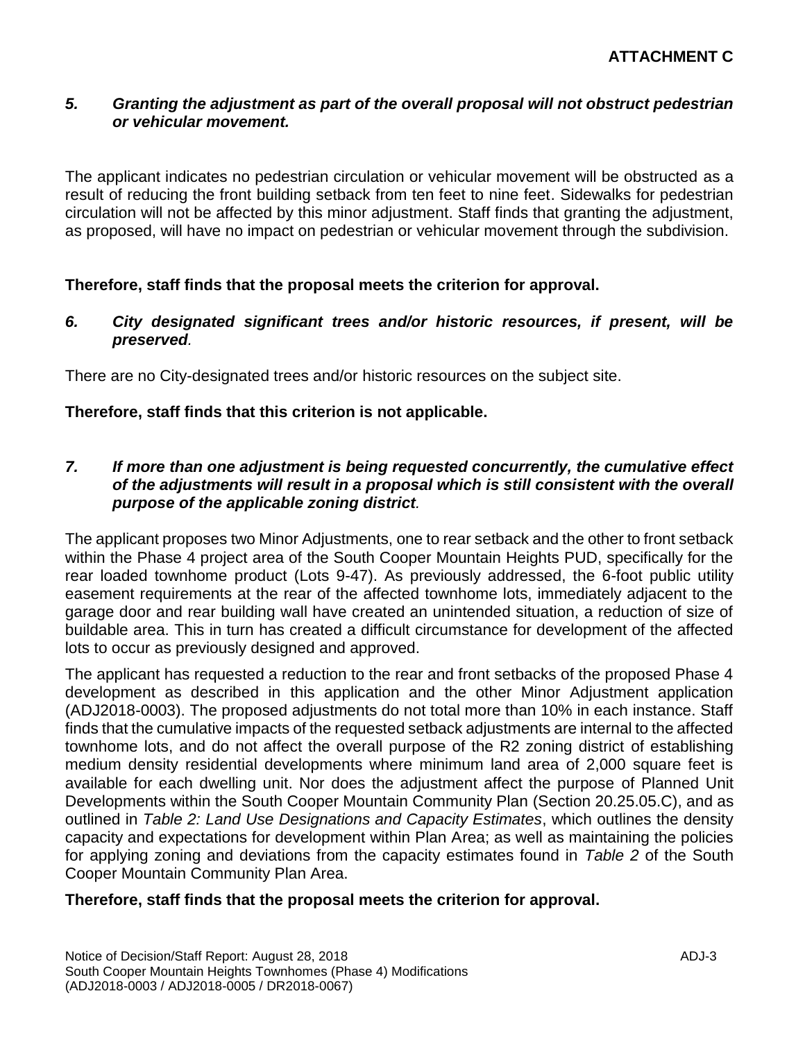**ATTACHMENT C**

***5. Granting the adjustment as part of the overall proposal will not obstruct pedestrian or vehicular movement.***

The applicant indicates no pedestrian circulation or vehicular movement will be obstructed as a result of reducing the front building setback from ten feet to nine feet. Sidewalks for pedestrian circulation will not be affected by this minor adjustment. Staff finds that granting the adjustment, as proposed, will have no impact on pedestrian or vehicular movement through the subdivision.

**Therefore, staff finds that the proposal meets the criterion for approval.**

***6. City designated significant trees and/or historic resources, if present, will be preserved*.**

There are no City-designated trees and/or historic resources on the subject site.

**Therefore, staff finds that this criterion is not applicable.**

***7. If more than one adjustment is being requested concurrently, the cumulative effect of the adjustments will result in a proposal which is still consistent with the overall purpose of the applicable zoning district*.**

The applicant proposes two Minor Adjustments, one to rear setback and the other to front setback within the Phase 4 project area of the South Cooper Mountain Heights PUD, specifically for the rear loaded townhome product (Lots 9-47). As previously addressed, the 6-foot public utility easement requirements at the rear of the affected townhome lots, immediately adjacent to the garage door and rear building wall have created an unintended situation, a reduction of size of buildable area. This in turn has created a difficult circumstance for development of the affected lots to occur as previously designed and approved.

The applicant has requested a reduction to the rear and front setbacks of the proposed Phase 4 development as described in this application and the other Minor Adjustment application (ADJ2018-0003). The proposed adjustments do not total more than 10% in each instance. Staff finds that the cumulative impacts of the requested setback adjustments are internal to the affected townhome lots, and do not affect the overall purpose of the R2 zoning district of establishing medium density residential developments where minimum land area of 2,000 square feet is available for each dwelling unit. Nor does the adjustment affect the purpose of Planned Unit Developments within the South Cooper Mountain Community Plan (Section 20.25.05.C), and as outlined in *Table 2: Land Use Designations and Capacity Estimates*, which outlines the density capacity and expectations for development within Plan Area; as well as maintaining the policies for applying zoning and deviations from the capacity estimates found in *Table 2* of the South Cooper Mountain Community Plan Area.

**Therefore, staff finds that the proposal meets the criterion for approval.**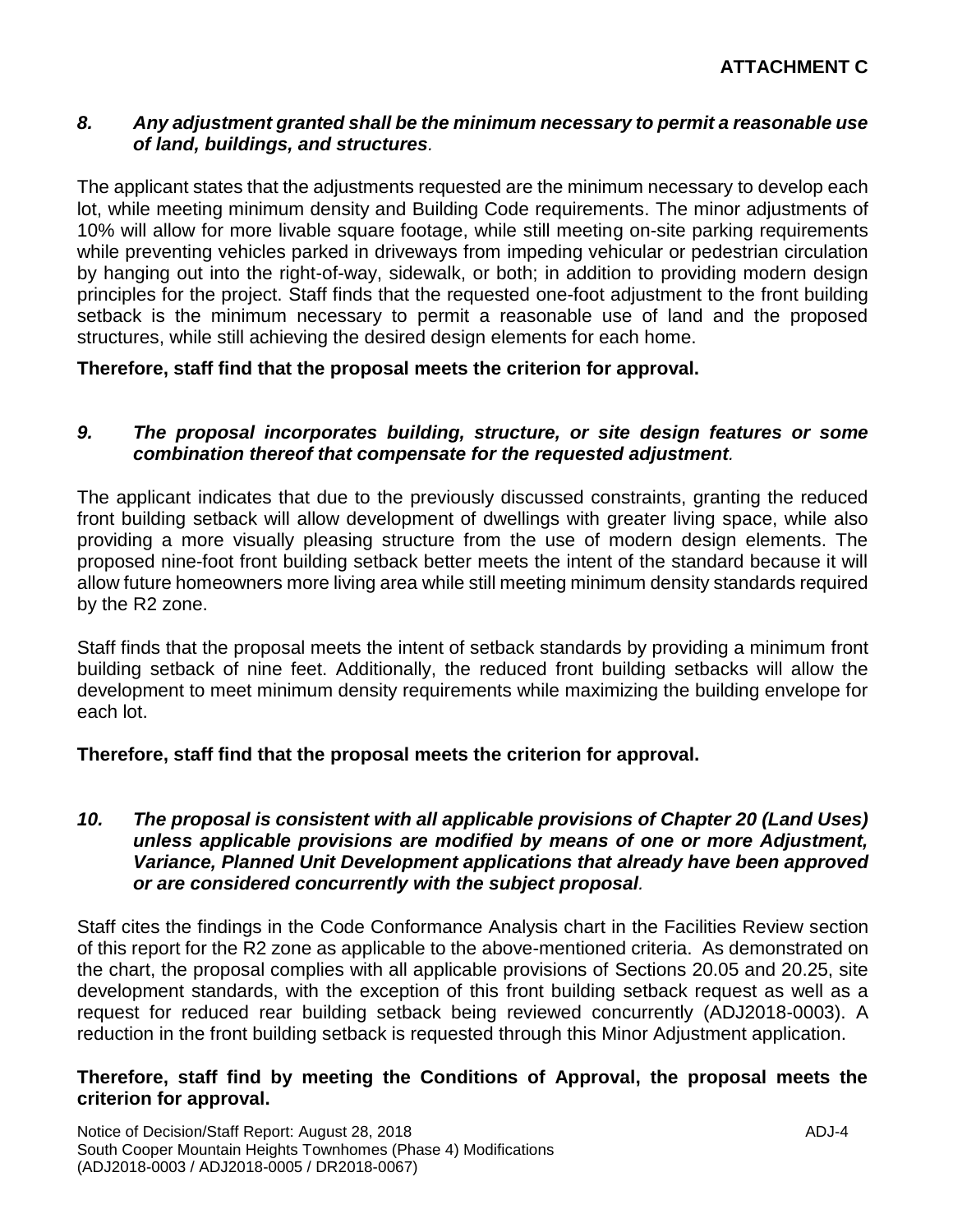**ATTACHMENT C**

***8. Any adjustment granted shall be the minimum necessary to permit a reasonable use of land, buildings, and structures.***

The applicant states that the adjustments requested are the minimum necessary to develop each lot, while meeting minimum density and Building Code requirements. The minor adjustments of 10% will allow for more livable square footage, while still meeting on-site parking requirements while preventing vehicles parked in driveways from impeding vehicular or pedestrian circulation by hanging out into the right-of-way, sidewalk, or both; in addition to providing modern design principles for the project. Staff finds that the requested one-foot adjustment to the front building setback is the minimum necessary to permit a reasonable use of land and the proposed structures, while still achieving the desired design elements for each home.

**Therefore, staff find that the proposal meets the criterion for approval.**

***9. The proposal incorporates building, structure, or site design features or some combination thereof that compensate for the requested adjustment.***

The applicant indicates that due to the previously discussed constraints, granting the reduced front building setback will allow development of dwellings with greater living space, while also providing a more visually pleasing structure from the use of modern design elements. The proposed nine-foot front building setback better meets the intent of the standard because it will allow future homeowners more living area while still meeting minimum density standards required by the R2 zone.

Staff finds that the proposal meets the intent of setback standards by providing a minimum front building setback of nine feet. Additionally, the reduced front building setbacks will allow the development to meet minimum density requirements while maximizing the building envelope for each lot.

**Therefore, staff find that the proposal meets the criterion for approval.**

***10. The proposal is consistent with all applicable provisions of Chapter 20 (Land Uses) unless applicable provisions are modified by means of one or more Adjustment, Variance, Planned Unit Development applications that already have been approved or are considered concurrently with the subject proposal.***

Staff cites the findings in the Code Conformance Analysis chart in the Facilities Review section of this report for the R2 zone as applicable to the above-mentioned criteria. As demonstrated on the chart, the proposal complies with all applicable provisions of Sections 20.05 and 20.25, site development standards, with the exception of this front building setback request as well as a request for reduced rear building setback being reviewed concurrently (ADJ2018-0003). A reduction in the front building setback is requested through this Minor Adjustment application.

**Therefore, staff find by meeting the Conditions of Approval, the proposal meets the criterion for approval.**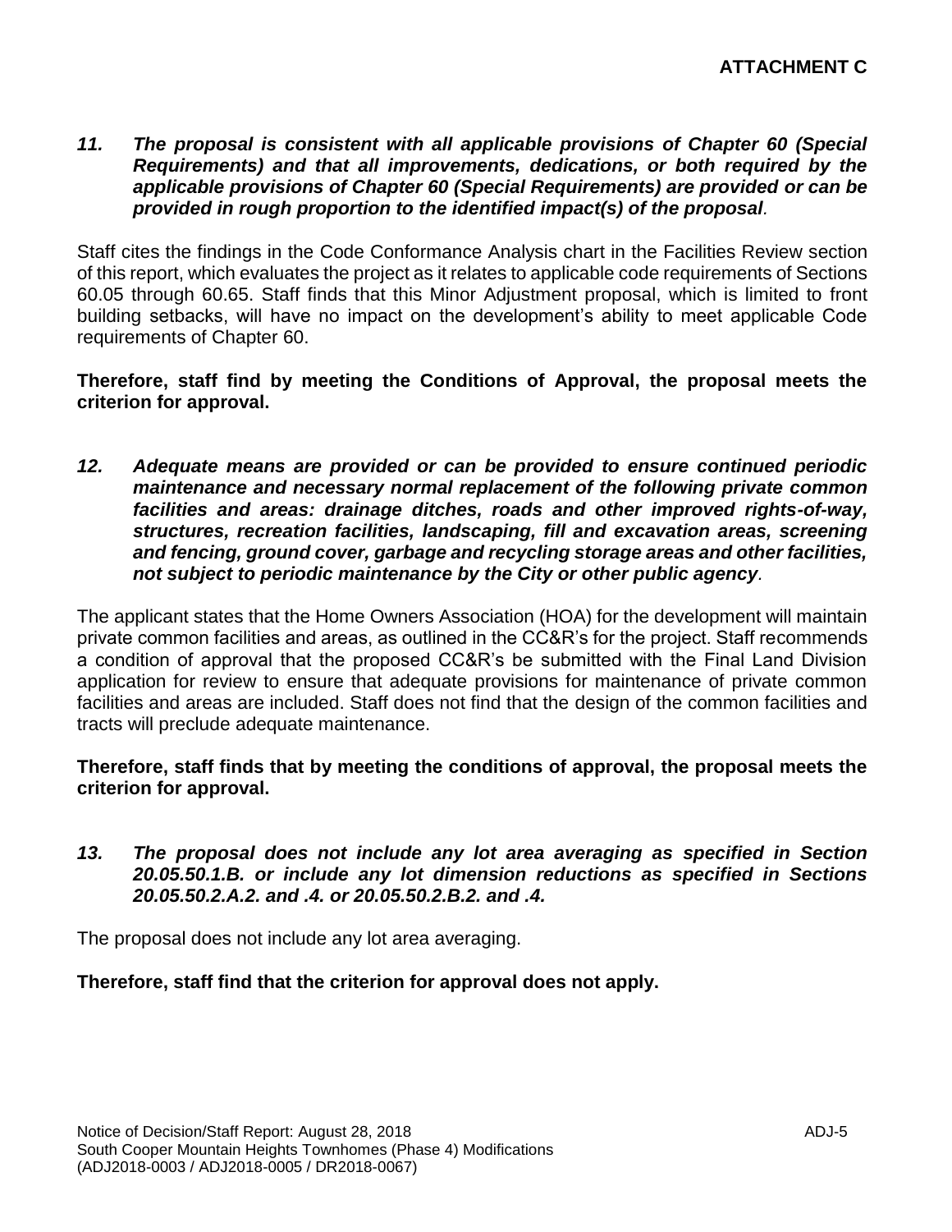**ATTACHMENT C**

***11. The proposal is consistent with all applicable provisions of Chapter 60 (Special Requirements) and that all improvements, dedications, or both required by the applicable provisions of Chapter 60 (Special Requirements) are provided or can be provided in rough proportion to the identified impact(s) of the proposal.***

Staff cites the findings in the Code Conformance Analysis chart in the Facilities Review section of this report, which evaluates the project as it relates to applicable code requirements of Sections 60.05 through 60.65. Staff finds that this Minor Adjustment proposal, which is limited to front building setbacks, will have no impact on the development's ability to meet applicable Code requirements of Chapter 60.

**Therefore, staff find by meeting the Conditions of Approval, the proposal meets the criterion for approval.**

***12. Adequate means are provided or can be provided to ensure continued periodic maintenance and necessary normal replacement of the following private common facilities and areas: drainage ditches, roads and other improved rights-of-way, structures, recreation facilities, landscaping, fill and excavation areas, screening and fencing, ground cover, garbage and recycling storage areas and other facilities, not subject to periodic maintenance by the City or other public agency.***

The applicant states that the Home Owners Association (HOA) for the development will maintain private common facilities and areas, as outlined in the CC&R's for the project. Staff recommends a condition of approval that the proposed CC&R's be submitted with the Final Land Division application for review to ensure that adequate provisions for maintenance of private common facilities and areas are included. Staff does not find that the design of the common facilities and tracts will preclude adequate maintenance.

**Therefore, staff finds that by meeting the conditions of approval, the proposal meets the criterion for approval.**

***13. The proposal does not include any lot area averaging as specified in Section 20.05.50.1.B. or include any lot dimension reductions as specified in Sections 20.05.50.2.A.2. and .4. or 20.05.50.2.B.2. and .4.***

The proposal does not include any lot area averaging.

**Therefore, staff find that the criterion for approval does not apply.**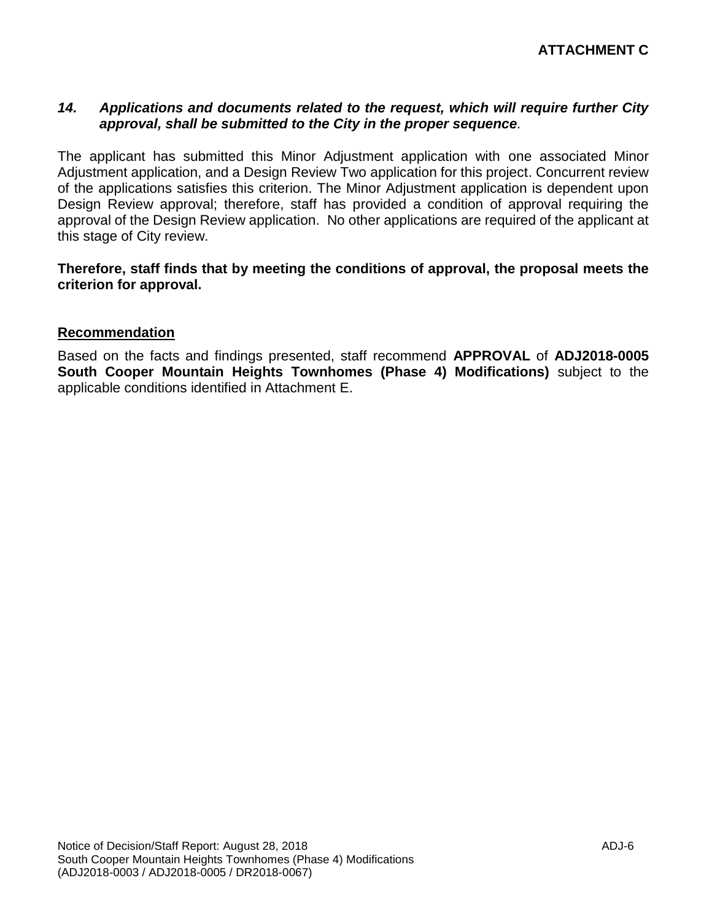**ATTACHMENT C**

***14. Applications and documents related to the request, which will require further City approval, shall be submitted to the City in the proper sequence.***

The applicant has submitted this Minor Adjustment application with one associated Minor Adjustment application, and a Design Review Two application for this project. Concurrent review of the applications satisfies this criterion. The Minor Adjustment application is dependent upon Design Review approval; therefore, staff has provided a condition of approval requiring the approval of the Design Review application. No other applications are required of the applicant at this stage of City review.

**Therefore, staff finds that by meeting the conditions of approval, the proposal meets the criterion for approval.**

## Recommendation

Based on the facts and findings presented, staff recommend **APPROVAL** of **ADJ2018-0005 South Cooper Mountain Heights Townhomes (Phase 4) Modifications)** subject to the applicable conditions identified in Attachment E.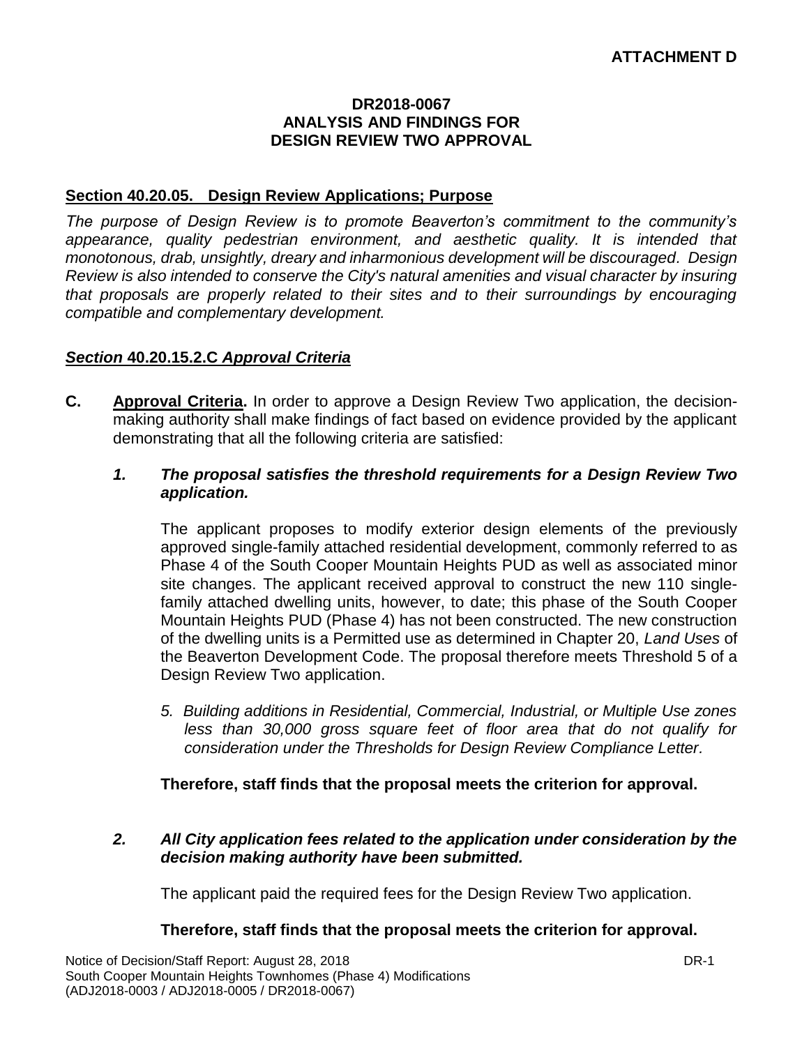**ATTACHMENT D**

**DR2018-0067**
**ANALYSIS AND FINDINGS FOR**
**DESIGN REVIEW TWO APPROVAL**

**Section 40.20.05. Design Review Applications; Purpose**

*The purpose of Design Review is to promote Beaverton's commitment to the community's appearance, quality pedestrian environment, and aesthetic quality. It is intended that monotonous, drab, unsightly, dreary and inharmonious development will be discouraged. Design Review is also intended to conserve the City's natural amenities and visual character by insuring that proposals are properly related to their sites and to their surroundings by encouraging compatible and complementary development.*

***Section* 40.20.15.2.C *Approval Criteria***

**C. Approval Criteria.** In order to approve a Design Review Two application, the decision-making authority shall make findings of fact based on evidence provided by the applicant demonstrating that all the following criteria are satisfied:

***1. The proposal satisfies the threshold requirements for a Design Review Two application.***

The applicant proposes to modify exterior design elements of the previously approved single-family attached residential development, commonly referred to as Phase 4 of the South Cooper Mountain Heights PUD as well as associated minor site changes. The applicant received approval to construct the new 110 single-family attached dwelling units, however, to date; this phase of the South Cooper Mountain Heights PUD (Phase 4) has not been constructed. The new construction of the dwelling units is a Permitted use as determined in Chapter 20, *Land Uses* of the Beaverton Development Code. The proposal therefore meets Threshold 5 of a Design Review Two application.

*5. Building additions in Residential, Commercial, Industrial, or Multiple Use zones less than 30,000 gross square feet of floor area that do not qualify for consideration under the Thresholds for Design Review Compliance Letter.*

**Therefore, staff finds that the proposal meets the criterion for approval.**

***2. All City application fees related to the application under consideration by the decision making authority have been submitted.***

The applicant paid the required fees for the Design Review Two application.

**Therefore, staff finds that the proposal meets the criterion for approval.**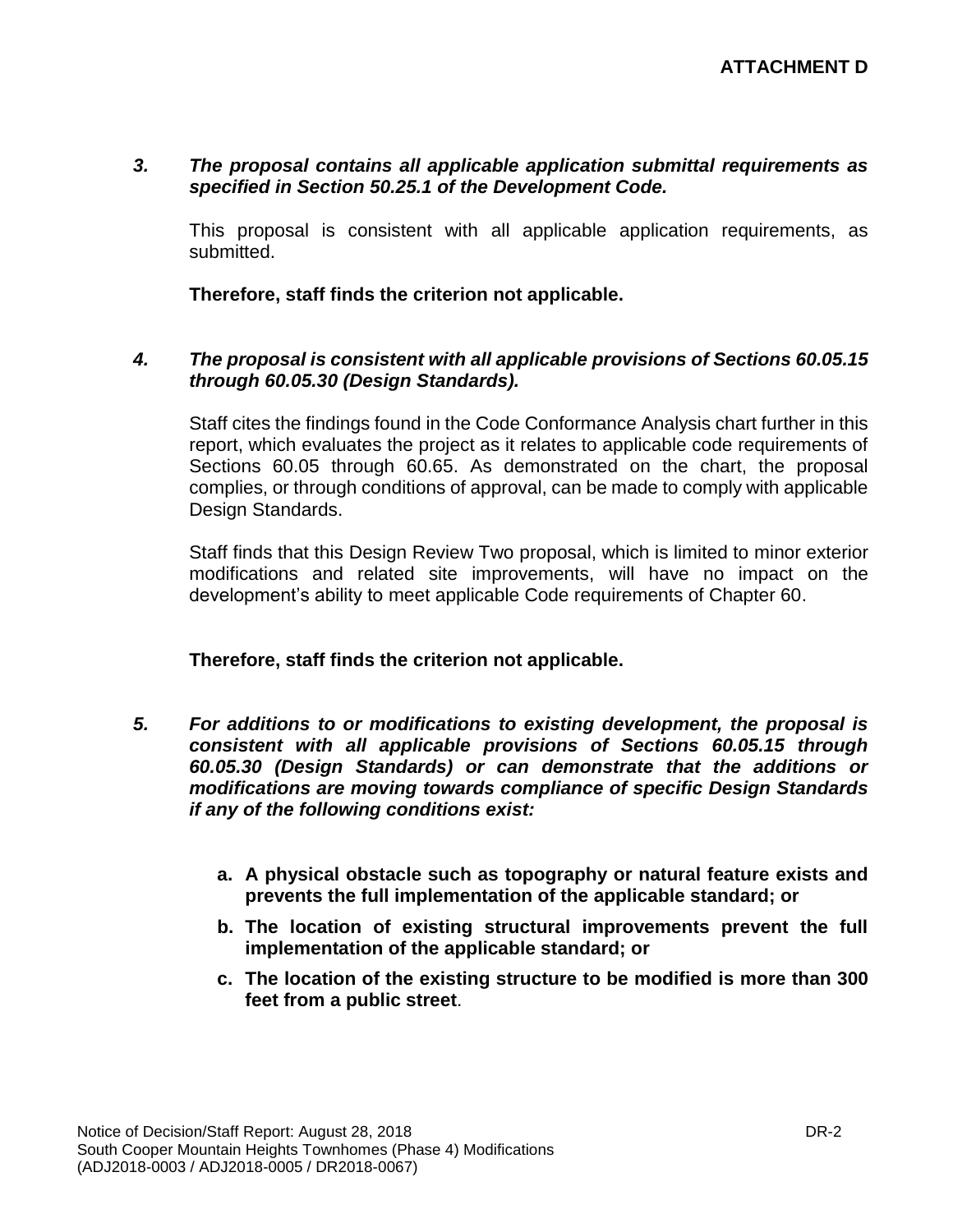**ATTACHMENT D**

***3. The proposal contains all applicable application submittal requirements as specified in Section 50.25.1 of the Development Code.***

This proposal is consistent with all applicable application requirements, as submitted.

**Therefore, staff finds the criterion not applicable.**

***4. The proposal is consistent with all applicable provisions of Sections 60.05.15 through 60.05.30 (Design Standards).***

Staff cites the findings found in the Code Conformance Analysis chart further in this report, which evaluates the project as it relates to applicable code requirements of Sections 60.05 through 60.65. As demonstrated on the chart, the proposal complies, or through conditions of approval, can be made to comply with applicable Design Standards.

Staff finds that this Design Review Two proposal, which is limited to minor exterior modifications and related site improvements, will have no impact on the development's ability to meet applicable Code requirements of Chapter 60.

**Therefore, staff finds the criterion not applicable.**

***5. For additions to or modifications to existing development, the proposal is consistent with all applicable provisions of Sections 60.05.15 through 60.05.30 (Design Standards) or can demonstrate that the additions or modifications are moving towards compliance of specific Design Standards if any of the following conditions exist:***

**a. A physical obstacle such as topography or natural feature exists and prevents the full implementation of the applicable standard; or**

**b. The location of existing structural improvements prevent the full implementation of the applicable standard; or**

**c. The location of the existing structure to be modified is more than 300 feet from a public street.**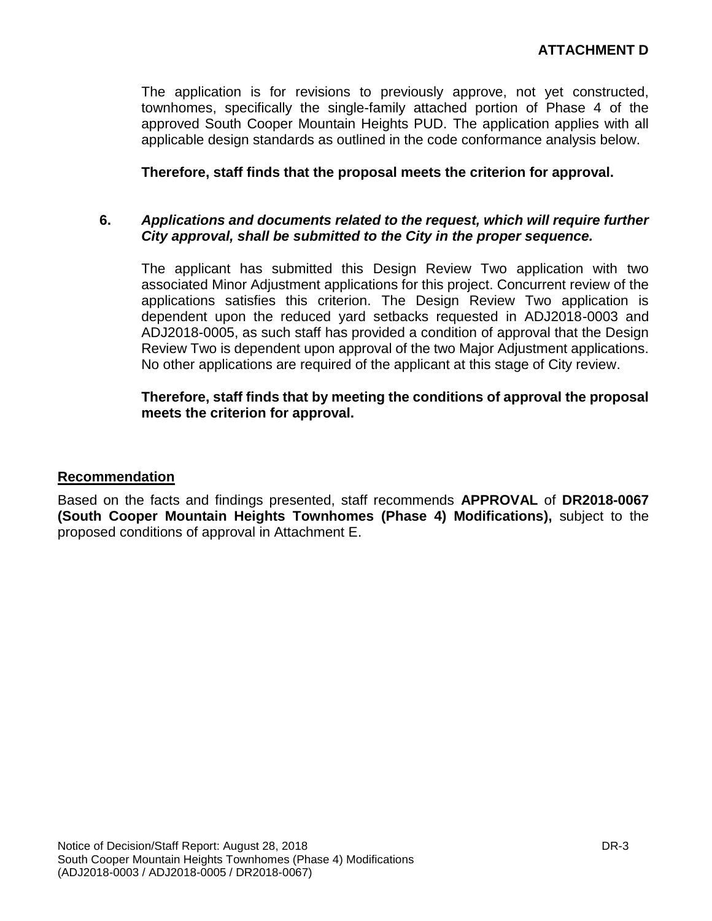**ATTACHMENT D**

The application is for revisions to previously approve, not yet constructed, townhomes, specifically the single-family attached portion of Phase 4 of the approved South Cooper Mountain Heights PUD. The application applies with all applicable design standards as outlined in the code conformance analysis below.

**Therefore, staff finds that the proposal meets the criterion for approval.**

**6.** ***Applications and documents related to the request, which will require further City approval, shall be submitted to the City in the proper sequence.***

The applicant has submitted this Design Review Two application with two associated Minor Adjustment applications for this project. Concurrent review of the applications satisfies this criterion. The Design Review Two application is dependent upon the reduced yard setbacks requested in ADJ2018-0003 and ADJ2018-0005, as such staff has provided a condition of approval that the Design Review Two is dependent upon approval of the two Major Adjustment applications. No other applications are required of the applicant at this stage of City review.

**Therefore, staff finds that by meeting the conditions of approval the proposal meets the criterion for approval.**

## Recommendation

Based on the facts and findings presented, staff recommends **APPROVAL** of **DR2018-0067 (South Cooper Mountain Heights Townhomes (Phase 4) Modifications),** subject to the proposed conditions of approval in Attachment E.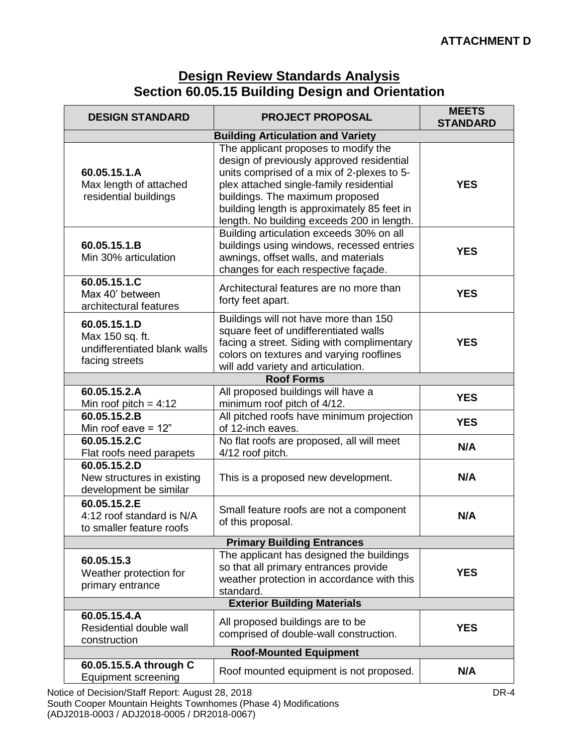**ATTACHMENT D**

# Design Review Standards Analysis
## Section 60.05.15 Building Design and Orientation

| DESIGN STANDARD | PROJECT PROPOSAL | MEETS STANDARD |
|---|---|---|
| **Building Articulation and Variety** | | |
| **60.05.15.1.A** Max length of attached residential buildings | The applicant proposes to modify the design of previously approved residential units comprised of a mix of 2-plexes to 5-plex attached single-family residential buildings. The maximum proposed building length is approximately 85 feet in length. No building exceeds 200 in length. | **YES** |
| **60.05.15.1.B** Min 30% articulation | Building articulation exceeds 30% on all buildings using windows, recessed entries awnings, offset walls, and materials changes for each respective façade. | **YES** |
| **60.05.15.1.C** Max 40' between architectural features | Architectural features are no more than forty feet apart. | **YES** |
| **60.05.15.1.D** Max 150 sq. ft. undifferentiated blank walls facing streets | Buildings will not have more than 150 square feet of undifferentiated walls facing a street. Siding with complimentary colors on textures and varying rooflines will add variety and articulation. | **YES** |
| **Roof Forms** | | |
| **60.05.15.2.A** Min roof pitch = 4:12 | All proposed buildings will have a minimum roof pitch of 4/12. | **YES** |
| **60.05.15.2.B** Min roof eave = 12" | All pitched roofs have minimum projection of 12-inch eaves. | **YES** |
| **60.05.15.2.C** Flat roofs need parapets | No flat roofs are proposed, all will meet 4/12 roof pitch. | **N/A** |
| **60.05.15.2.D** New structures in existing development be similar | This is a proposed new development. | **N/A** |
| **60.05.15.2.E** 4:12 roof standard is N/A to smaller feature roofs | Small feature roofs are not a component of this proposal. | **N/A** |
| **Primary Building Entrances** | | |
| **60.05.15.3** Weather protection for primary entrance | The applicant has designed the buildings so that all primary entrances provide weather protection in accordance with this standard. | **YES** |
| **Exterior Building Materials** | | |
| **60.05.15.4.A** Residential double wall construction | All proposed buildings are to be comprised of double-wall construction. | **YES** |
| **Roof-Mounted Equipment** | | |
| **60.05.15.5.A through C** Equipment screening | Roof mounted equipment is not proposed. | **N/A** |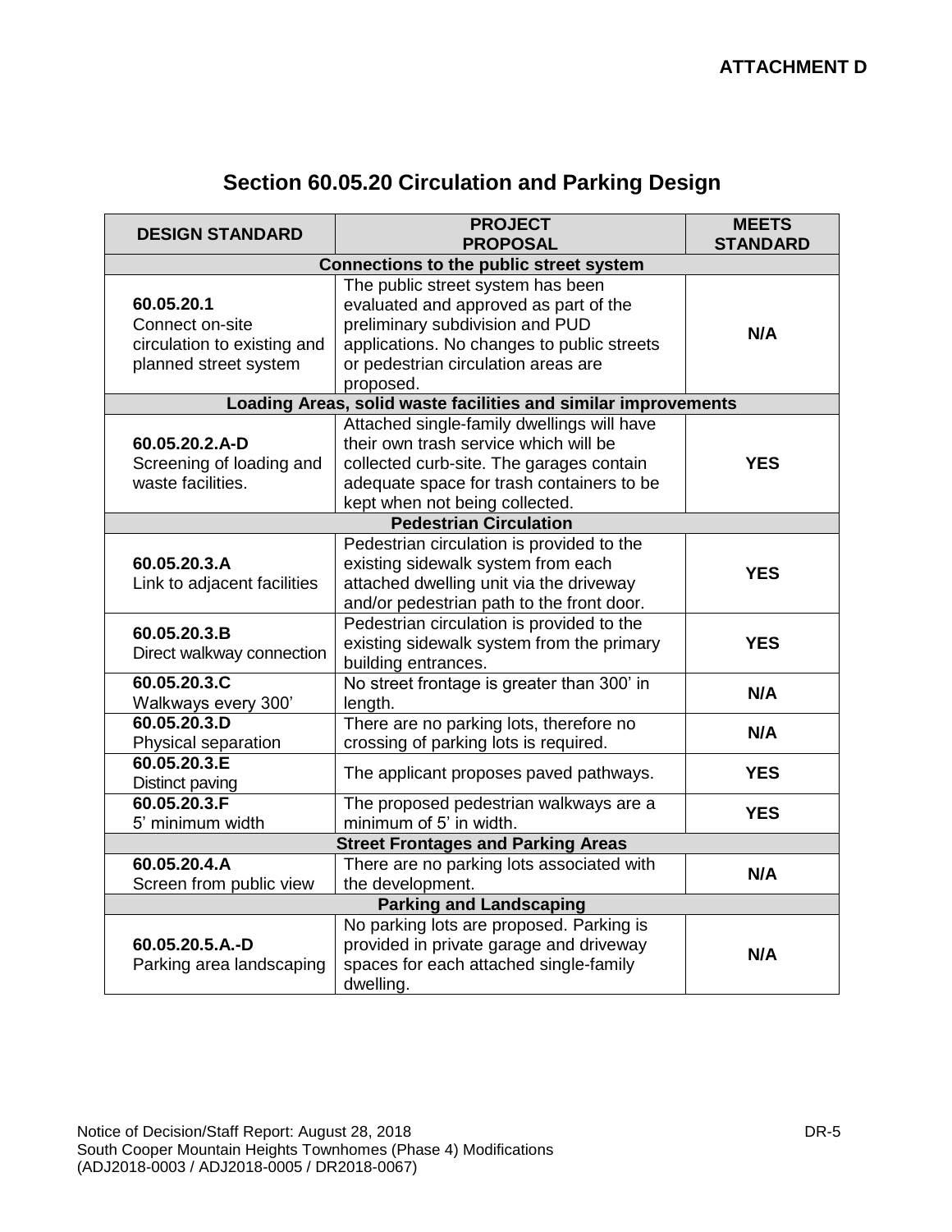**ATTACHMENT D**

## Section 60.05.20 Circulation and Parking Design

| DESIGN STANDARD | PROJECT PROPOSAL | MEETS STANDARD |
|---|---|---|
| **Connections to the public street system** | | |
| **60.05.20.1** Connect on-site circulation to existing and planned street system | The public street system has been evaluated and approved as part of the preliminary subdivision and PUD applications. No changes to public streets or pedestrian circulation areas are proposed. | **N/A** |
| **Loading Areas, solid waste facilities and similar improvements** | | |
| **60.05.20.2.A-D** Screening of loading and waste facilities. | Attached single-family dwellings will have their own trash service which will be collected curb-site. The garages contain adequate space for trash containers to be kept when not being collected. | **YES** |
| **Pedestrian Circulation** | | |
| **60.05.20.3.A** Link to adjacent facilities | Pedestrian circulation is provided to the existing sidewalk system from each attached dwelling unit via the driveway and/or pedestrian path to the front door. | **YES** |
| **60.05.20.3.B** Direct walkway connection | Pedestrian circulation is provided to the existing sidewalk system from the primary building entrances. | **YES** |
| **60.05.20.3.C** Walkways every 300' | No street frontage is greater than 300' in length. | **N/A** |
| **60.05.20.3.D** Physical separation | There are no parking lots, therefore no crossing of parking lots is required. | **N/A** |
| **60.05.20.3.E** Distinct paving | The applicant proposes paved pathways. | **YES** |
| **60.05.20.3.F** 5' minimum width | The proposed pedestrian walkways are a minimum of 5' in width. | **YES** |
| **Street Frontages and Parking Areas** | | |
| **60.05.20.4.A** Screen from public view | There are no parking lots associated with the development. | **N/A** |
| **Parking and Landscaping** | | |
| **60.05.20.5.A.-D** Parking area landscaping | No parking lots are proposed. Parking is provided in private garage and driveway spaces for each attached single-family dwelling. | **N/A** |

Notice of Decision/Staff Report: August 28, 2018
South Cooper Mountain Heights Townhomes (Phase 4) Modifications
(ADJ2018-0003 / ADJ2018-0005 / DR2018-0067)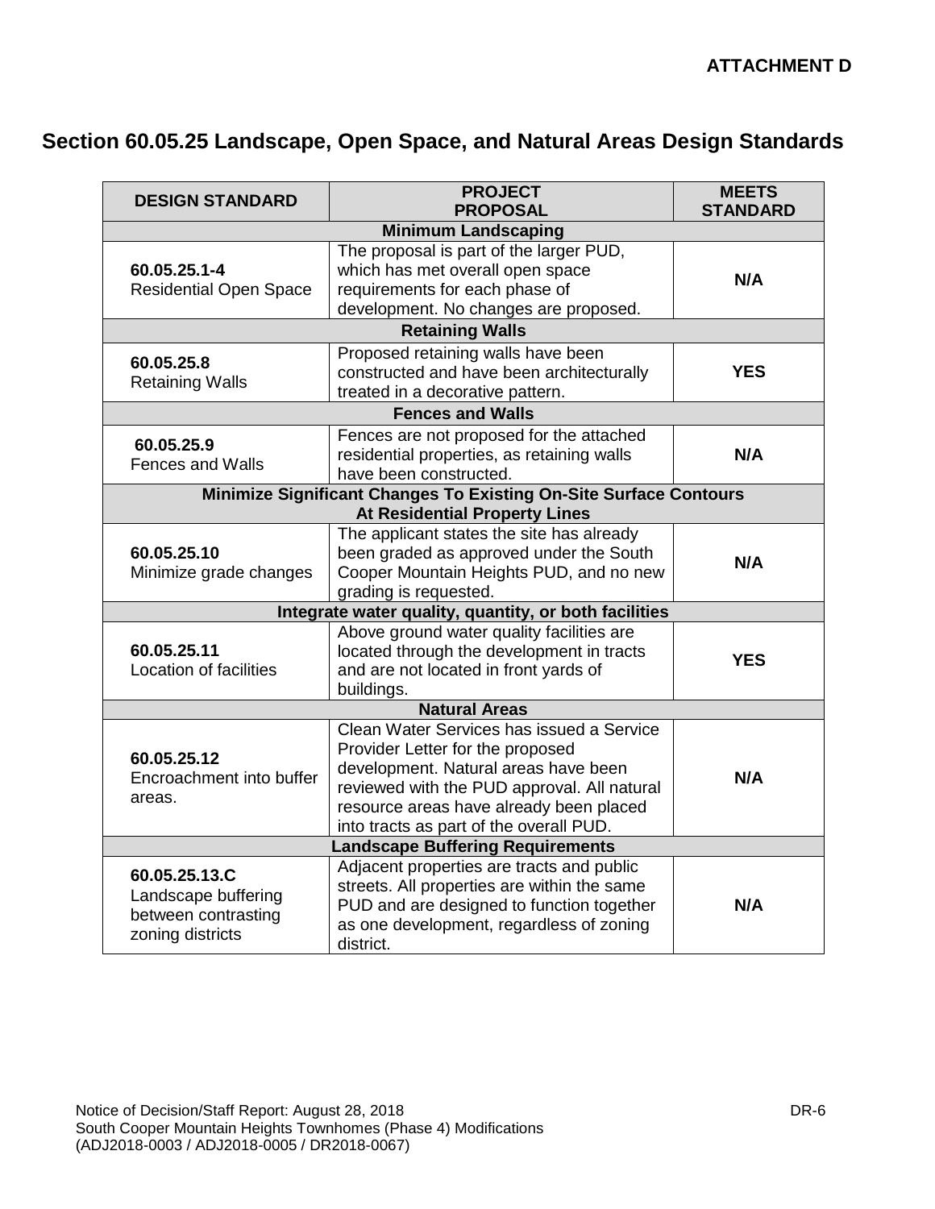**ATTACHMENT D**

## Section 60.05.25 Landscape, Open Space, and Natural Areas Design Standards

| DESIGN STANDARD | PROJECT PROPOSAL | MEETS STANDARD |
|---|---|---|
| **Minimum Landscaping** | | |
| **60.05.25.1-4** Residential Open Space | The proposal is part of the larger PUD, which has met overall open space requirements for each phase of development. No changes are proposed. | **N/A** |
| **Retaining Walls** | | |
| **60.05.25.8** Retaining Walls | Proposed retaining walls have been constructed and have been architecturally treated in a decorative pattern. | **YES** |
| **Fences and Walls** | | |
| **60.05.25.9** Fences and Walls | Fences are not proposed for the attached residential properties, as retaining walls have been constructed. | **N/A** |
| **Minimize Significant Changes To Existing On-Site Surface Contours At Residential Property Lines** | | |
| **60.05.25.10** Minimize grade changes | The applicant states the site has already been graded as approved under the South Cooper Mountain Heights PUD, and no new grading is requested. | **N/A** |
| **Integrate water quality, quantity, or both facilities** | | |
| **60.05.25.11** Location of facilities | Above ground water quality facilities are located through the development in tracts and are not located in front yards of buildings. | **YES** |
| **Natural Areas** | | |
| **60.05.25.12** Encroachment into buffer areas. | Clean Water Services has issued a Service Provider Letter for the proposed development. Natural areas have been reviewed with the PUD approval. All natural resource areas have already been placed into tracts as part of the overall PUD. | **N/A** |
| **Landscape Buffering Requirements** | | |
| **60.05.25.13.C** Landscape buffering between contrasting zoning districts | Adjacent properties are tracts and public streets. All properties are within the same PUD and are designed to function together as one development, regardless of zoning district. | **N/A** |

Notice of Decision/Staff Report: August 28, 2018
South Cooper Mountain Heights Townhomes (Phase 4) Modifications
(ADJ2018-0003 / ADJ2018-0005 / DR2018-0067)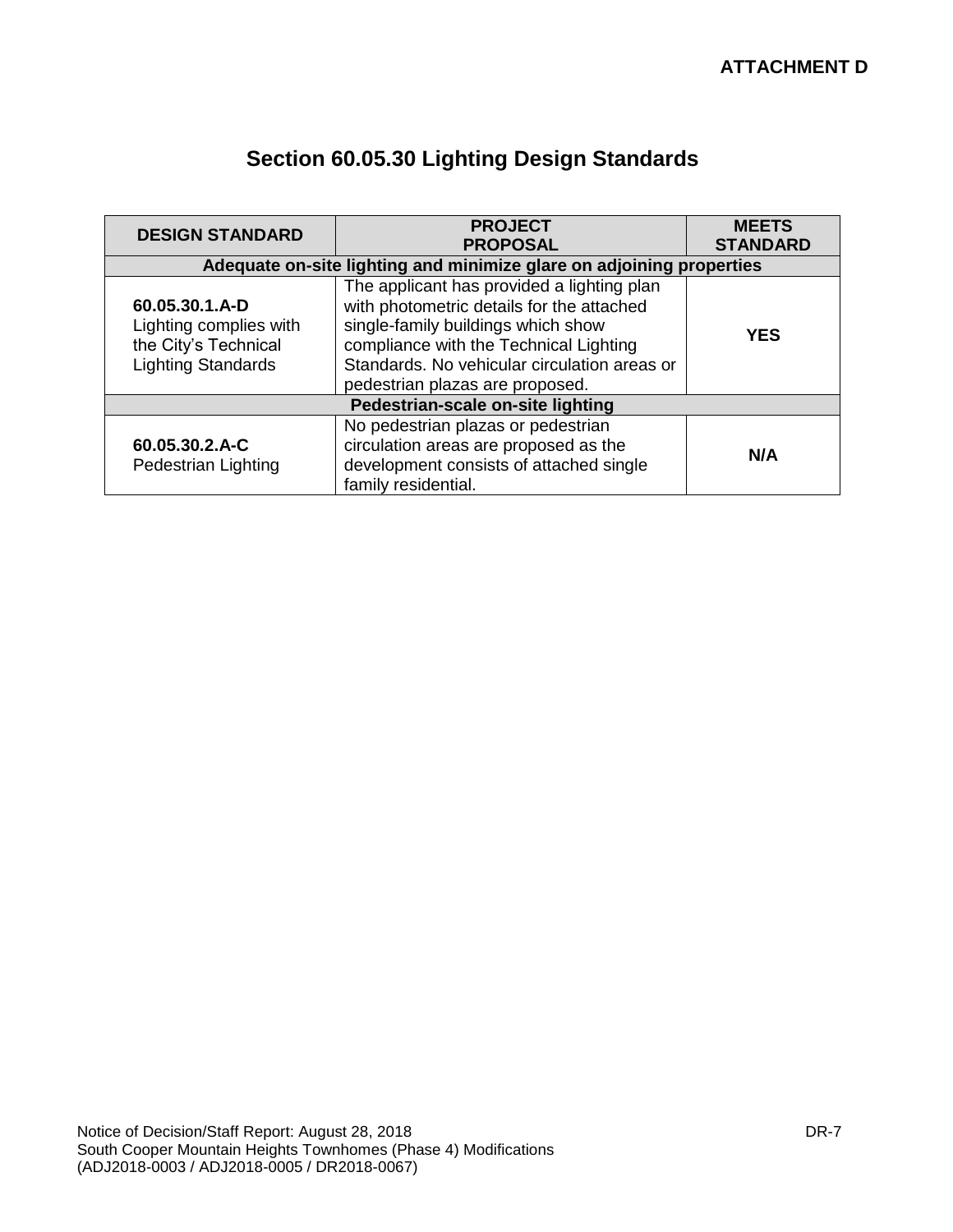**ATTACHMENT D**

# Section 60.05.30 Lighting Design Standards

| DESIGN STANDARD | PROJECT PROPOSAL | MEETS STANDARD |
|---|---|---|
| **Adequate on-site lighting and minimize glare on adjoining properties** | | |
| **60.05.30.1.A-D** Lighting complies with the City's Technical Lighting Standards | The applicant has provided a lighting plan with photometric details for the attached single-family buildings which show compliance with the Technical Lighting Standards. No vehicular circulation areas or pedestrian plazas are proposed. | **YES** |
| **Pedestrian-scale on-site lighting** | | |
| **60.05.30.2.A-C** Pedestrian Lighting | No pedestrian plazas or pedestrian circulation areas are proposed as the development consists of attached single family residential. | **N/A** |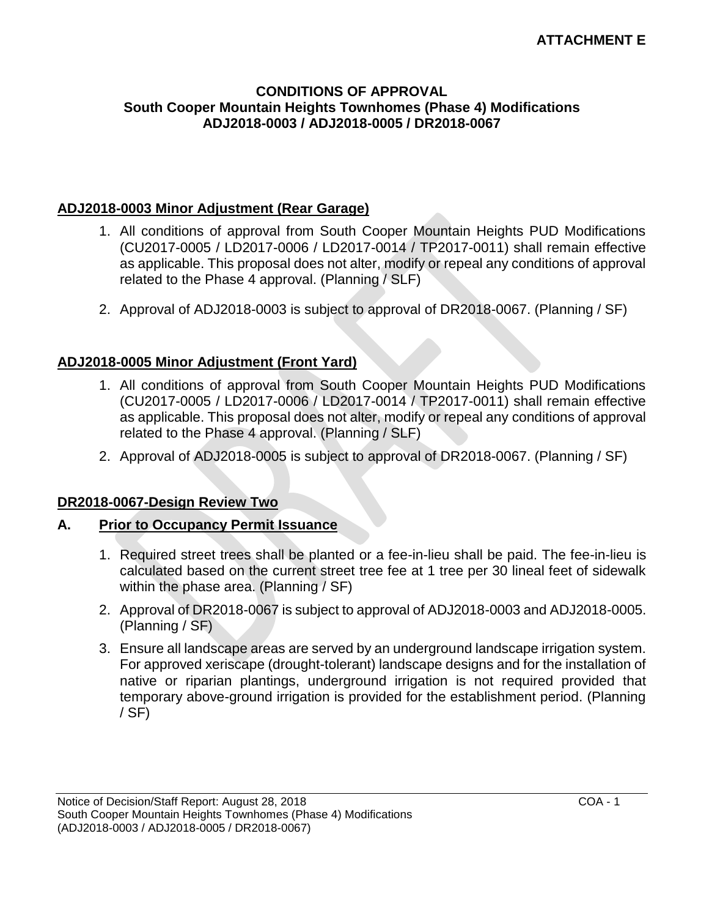**ATTACHMENT E**

**CONDITIONS OF APPROVAL**
**South Cooper Mountain Heights Townhomes (Phase 4) Modifications**
**ADJ2018-0003 / ADJ2018-0005 / DR2018-0067**

## ADJ2018-0003 Minor Adjustment (Rear Garage)

1. All conditions of approval from South Cooper Mountain Heights PUD Modifications (CU2017-0005 / LD2017-0006 / LD2017-0014 / TP2017-0011) shall remain effective as applicable. This proposal does not alter, modify or repeal any conditions of approval related to the Phase 4 approval. (Planning / SLF)
2. Approval of ADJ2018-0003 is subject to approval of DR2018-0067. (Planning / SF)

## ADJ2018-0005 Minor Adjustment (Front Yard)

1. All conditions of approval from South Cooper Mountain Heights PUD Modifications (CU2017-0005 / LD2017-0006 / LD2017-0014 / TP2017-0011) shall remain effective as applicable. This proposal does not alter, modify or repeal any conditions of approval related to the Phase 4 approval. (Planning / SLF)
2. Approval of ADJ2018-0005 is subject to approval of DR2018-0067. (Planning / SF)

## DR2018-0067-Design Review Two

### A. Prior to Occupancy Permit Issuance

1. Required street trees shall be planted or a fee-in-lieu shall be paid. The fee-in-lieu is calculated based on the current street tree fee at 1 tree per 30 lineal feet of sidewalk within the phase area. (Planning / SF)
2. Approval of DR2018-0067 is subject to approval of ADJ2018-0003 and ADJ2018-0005. (Planning / SF)
3. Ensure all landscape areas are served by an underground landscape irrigation system. For approved xeriscape (drought-tolerant) landscape designs and for the installation of native or riparian plantings, underground irrigation is not required provided that temporary above-ground irrigation is provided for the establishment period. (Planning / SF)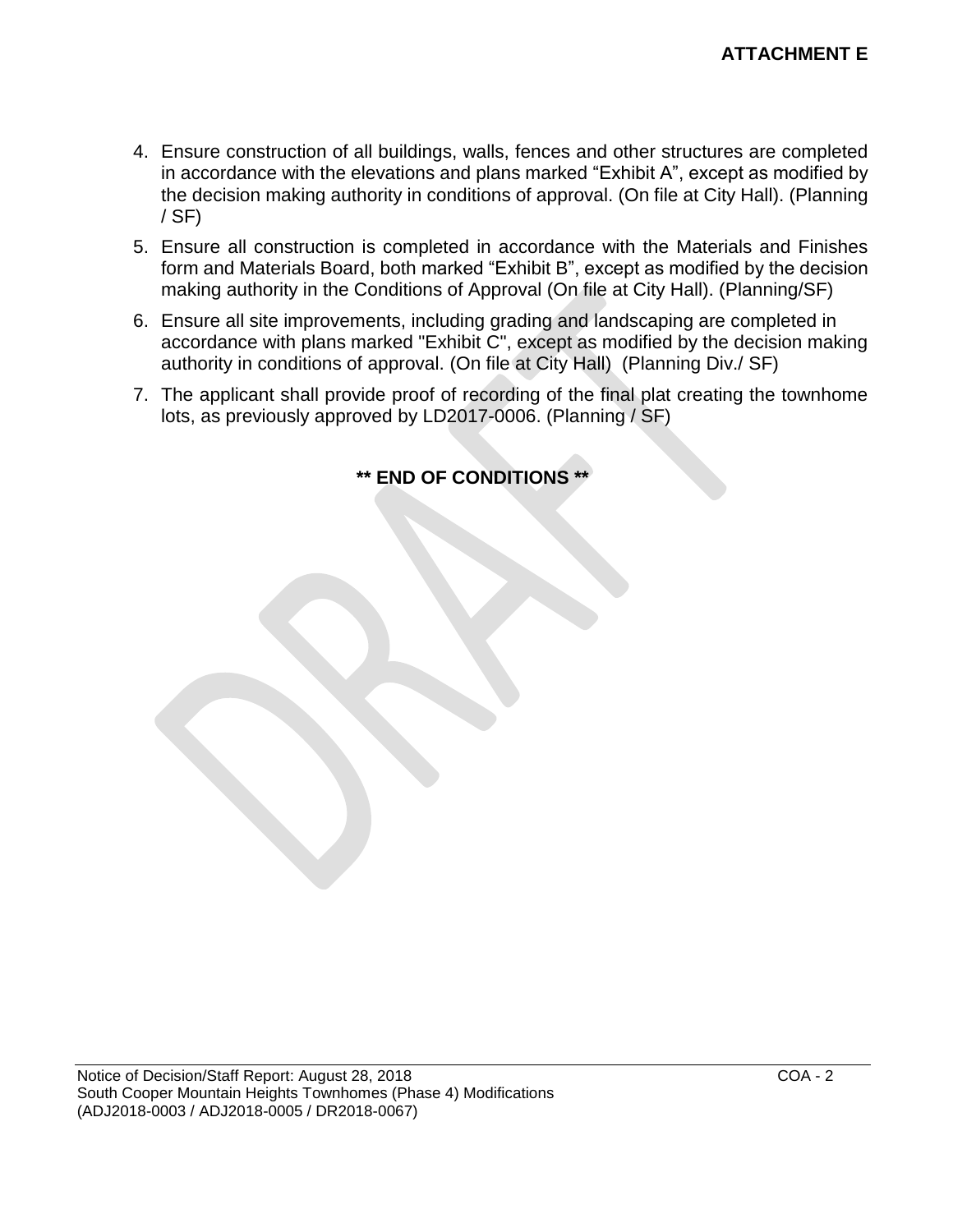**ATTACHMENT E**

4. Ensure construction of all buildings, walls, fences and other structures are completed in accordance with the elevations and plans marked "Exhibit A", except as modified by the decision making authority in conditions of approval. (On file at City Hall). (Planning / SF)
5. Ensure all construction is completed in accordance with the Materials and Finishes form and Materials Board, both marked "Exhibit B", except as modified by the decision making authority in the Conditions of Approval (On file at City Hall). (Planning/SF)
6. Ensure all site improvements, including grading and landscaping are completed in accordance with plans marked "Exhibit C", except as modified by the decision making authority in conditions of approval. (On file at City Hall) (Planning Div./ SF)
7. The applicant shall provide proof of recording of the final plat creating the townhome lots, as previously approved by LD2017-0006. (Planning / SF)

**\*\* END OF CONDITIONS \*\***